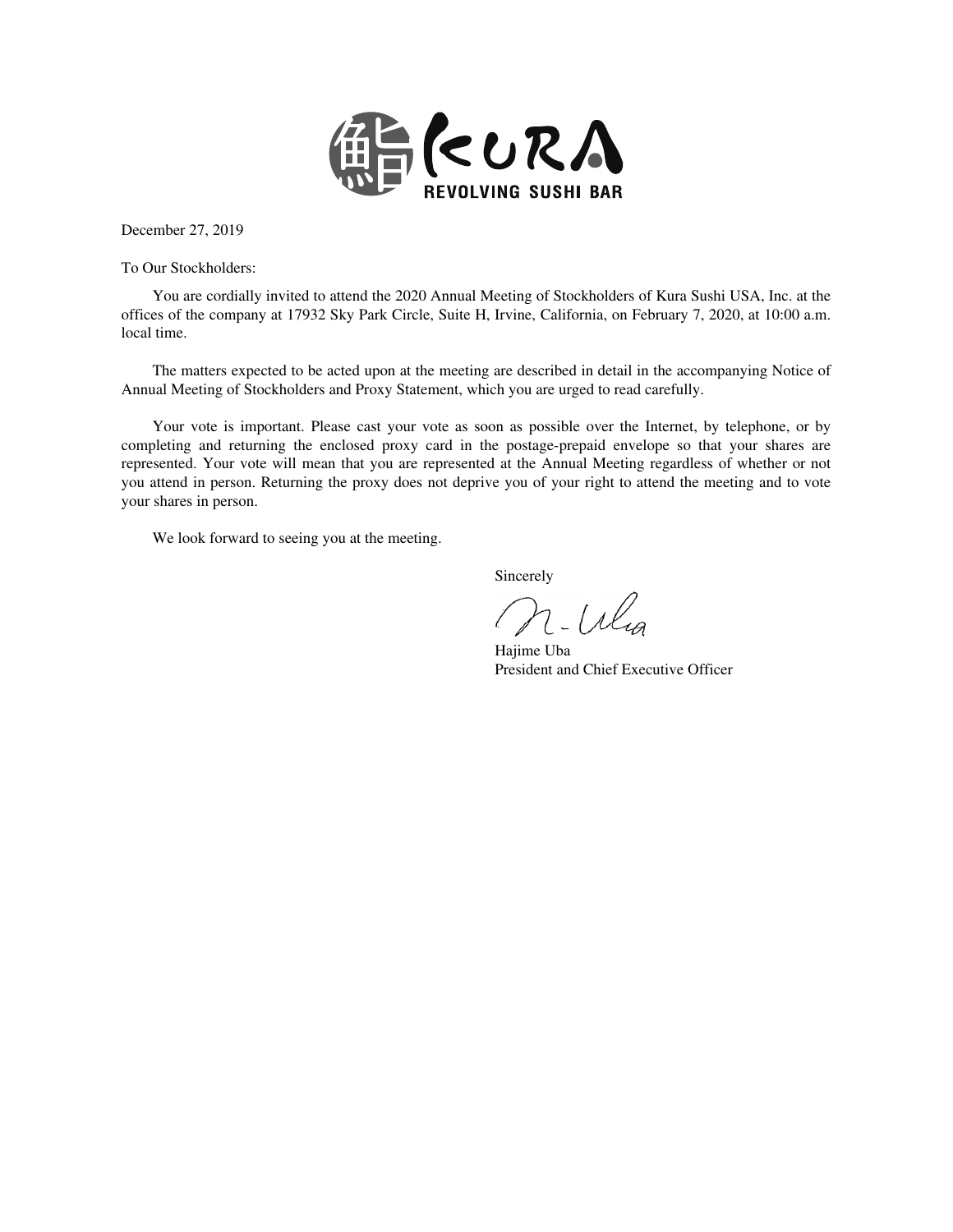December 27, 2019

To Our Stockholders:

You are cordially invited to attend the 2020 Annual Meeting of Stockholders of Kura Sushi USA, Inc. at the offices of the company at 17932 Sky Park Circle, Suite H, Irvine, California, on February 7, 2020, at 10:00 a.m. local time.

The matters expected to be acted upon at the meeting are described in detail in the accompanying Notice of Annual Meeting of Stockholders and Proxy Statement, which you are urged to read carefully.

Your vote is important. Please cast your vote as soon as possible over the Internet, by telephone, or by completing and returning the enclosed proxy card in the postage-prepaid envelope so that your shares are represented. Your vote will mean that you are represented at the Annual Meeting regardless of whether or not you attend in person. Returning the proxy does not deprive you of your right to attend the meeting and to vote your shares in person.

We look forward to seeing you at the meeting.

Sincerely

Hajime Uba
President and Chief Executive Officer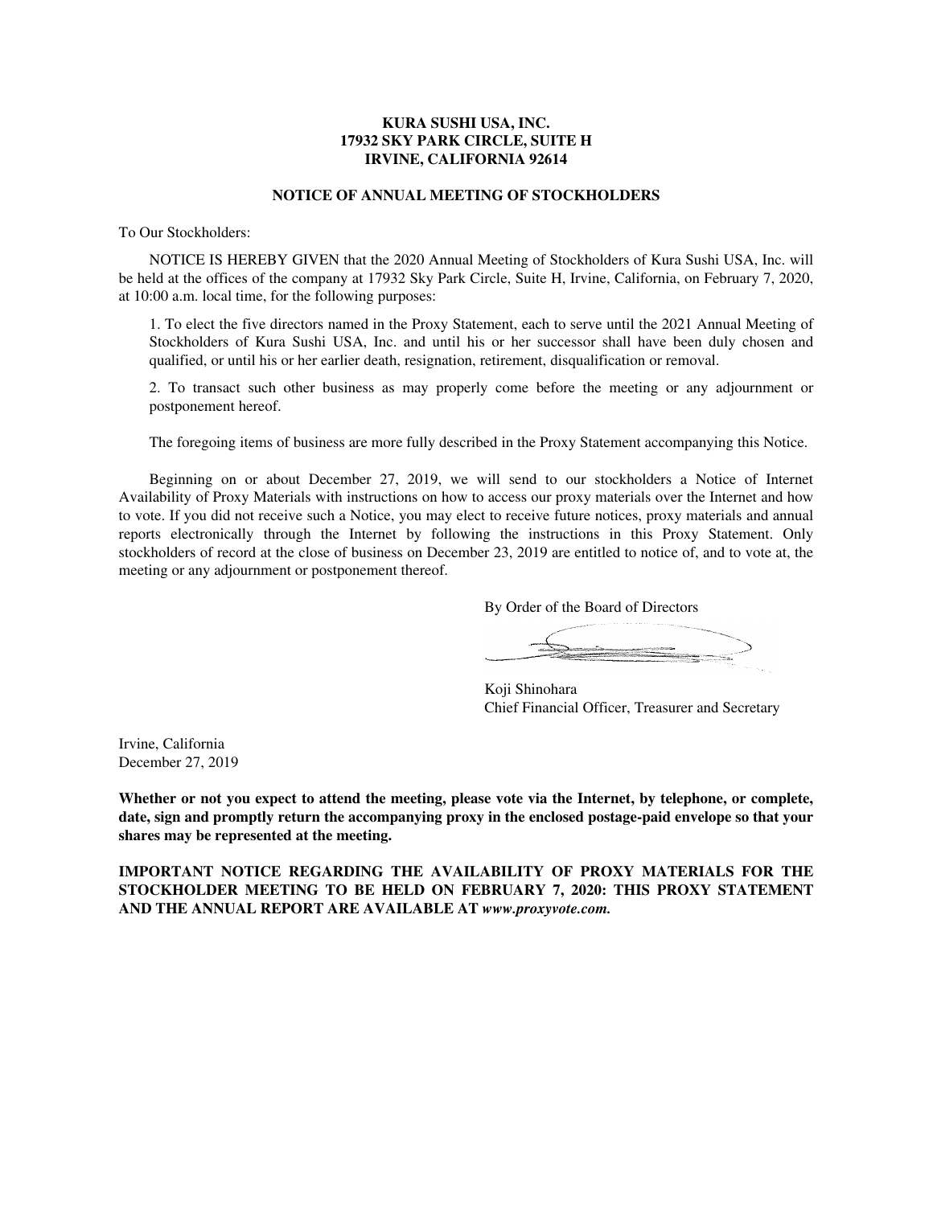**KURA SUSHI USA, INC.**
**17932 SKY PARK CIRCLE, SUITE H**
**IRVINE, CALIFORNIA 92614**

**NOTICE OF ANNUAL MEETING OF STOCKHOLDERS**

To Our Stockholders:

NOTICE IS HEREBY GIVEN that the 2020 Annual Meeting of Stockholders of Kura Sushi USA, Inc. will be held at the offices of the company at 17932 Sky Park Circle, Suite H, Irvine, California, on February 7, 2020, at 10:00 a.m. local time, for the following purposes:

1. To elect the five directors named in the Proxy Statement, each to serve until the 2021 Annual Meeting of Stockholders of Kura Sushi USA, Inc. and until his or her successor shall have been duly chosen and qualified, or until his or her earlier death, resignation, retirement, disqualification or removal.

2. To transact such other business as may properly come before the meeting or any adjournment or postponement hereof.

The foregoing items of business are more fully described in the Proxy Statement accompanying this Notice.

Beginning on or about December 27, 2019, we will send to our stockholders a Notice of Internet Availability of Proxy Materials with instructions on how to access our proxy materials over the Internet and how to vote. If you did not receive such a Notice, you may elect to receive future notices, proxy materials and annual reports electronically through the Internet by following the instructions in this Proxy Statement. Only stockholders of record at the close of business on December 23, 2019 are entitled to notice of, and to vote at, the meeting or any adjournment or postponement thereof.

By Order of the Board of Directors

Koji Shinohara
Chief Financial Officer, Treasurer and Secretary

Irvine, California
December 27, 2019

**Whether or not you expect to attend the meeting, please vote via the Internet, by telephone, or complete, date, sign and promptly return the accompanying proxy in the enclosed postage-paid envelope so that your shares may be represented at the meeting.**

**IMPORTANT NOTICE REGARDING THE AVAILABILITY OF PROXY MATERIALS FOR THE STOCKHOLDER MEETING TO BE HELD ON FEBRUARY 7, 2020: THIS PROXY STATEMENT AND THE ANNUAL REPORT ARE AVAILABLE AT *www.proxyvote.com.***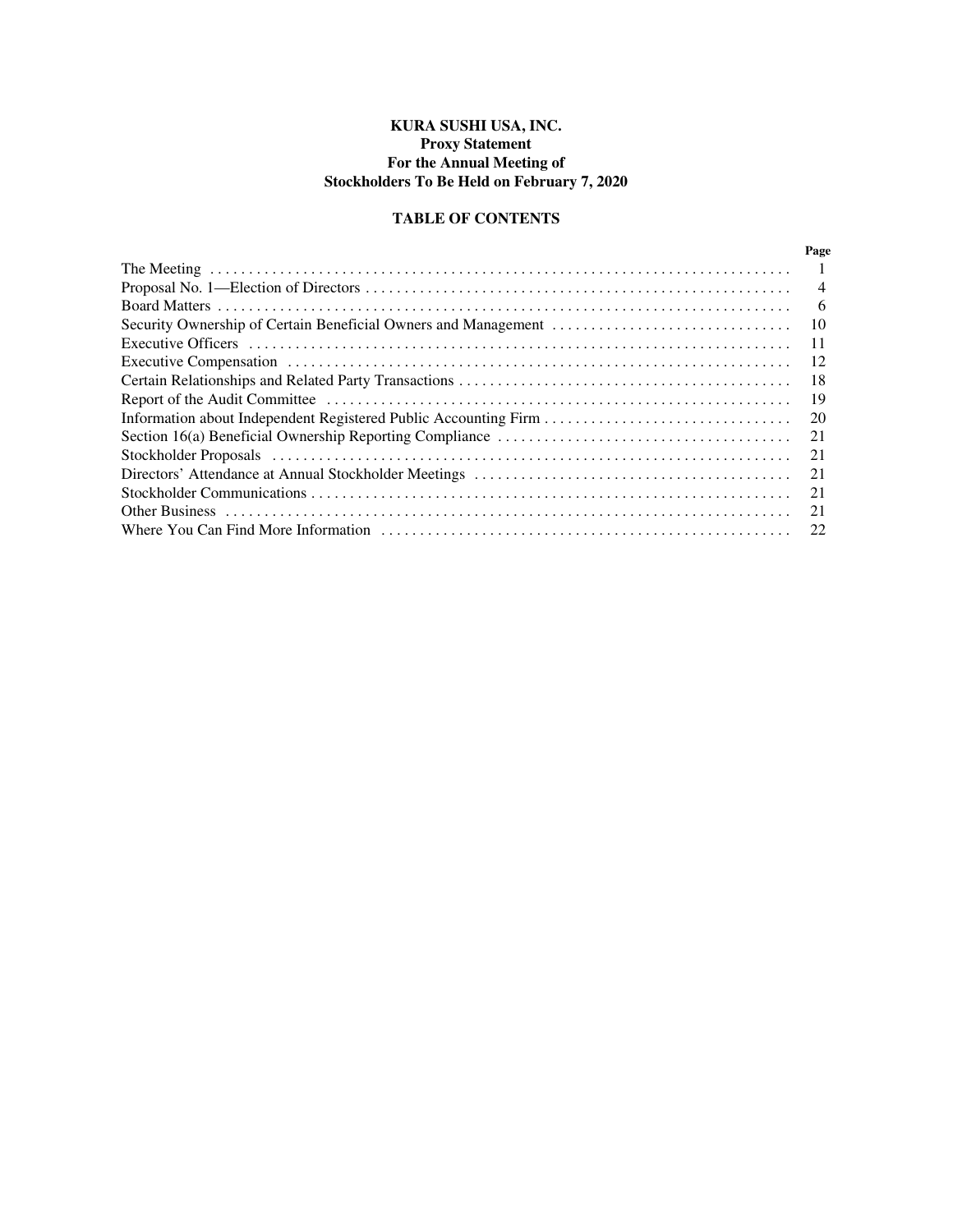**KURA SUSHI USA, INC.**
**Proxy Statement**
**For the Annual Meeting of**
**Stockholders To Be Held on February 7, 2020**

## TABLE OF CONTENTS

| | Page |
|---|---|
| The Meeting | 1 |
| Proposal No. 1—Election of Directors | 4 |
| Board Matters | 6 |
| Security Ownership of Certain Beneficial Owners and Management | 10 |
| Executive Officers | 11 |
| Executive Compensation | 12 |
| Certain Relationships and Related Party Transactions | 18 |
| Report of the Audit Committee | 19 |
| Information about Independent Registered Public Accounting Firm | 20 |
| Section 16(a) Beneficial Ownership Reporting Compliance | 21 |
| Stockholder Proposals | 21 |
| Directors' Attendance at Annual Stockholder Meetings | 21 |
| Stockholder Communications | 21 |
| Other Business | 21 |
| Where You Can Find More Information | 22 |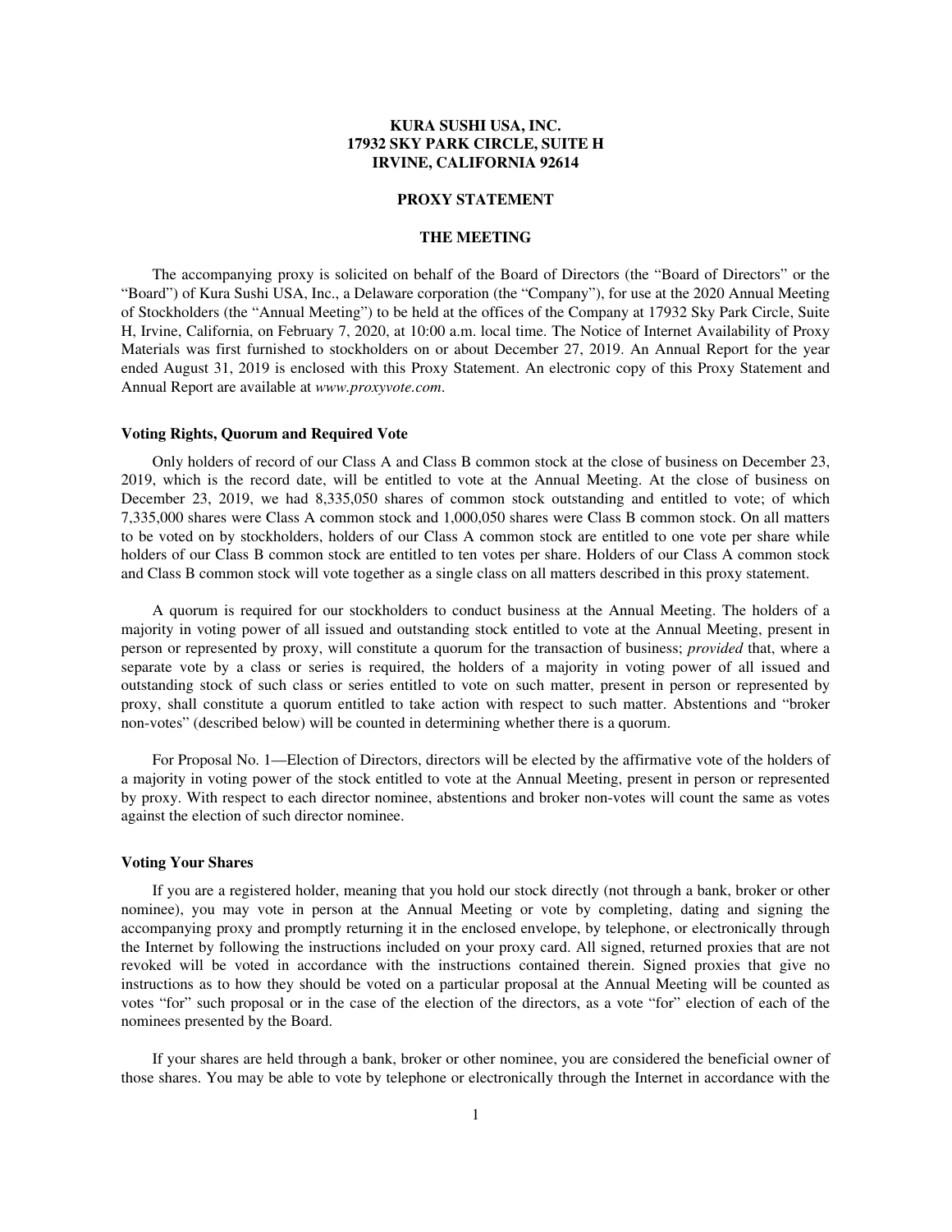**KURA SUSHI USA, INC.**
**17932 SKY PARK CIRCLE, SUITE H**
**IRVINE, CALIFORNIA 92614**

**PROXY STATEMENT**

**THE MEETING**

The accompanying proxy is solicited on behalf of the Board of Directors (the "Board of Directors" or the "Board") of Kura Sushi USA, Inc., a Delaware corporation (the "Company"), for use at the 2020 Annual Meeting of Stockholders (the "Annual Meeting") to be held at the offices of the Company at 17932 Sky Park Circle, Suite H, Irvine, California, on February 7, 2020, at 10:00 a.m. local time. The Notice of Internet Availability of Proxy Materials was first furnished to stockholders on or about December 27, 2019. An Annual Report for the year ended August 31, 2019 is enclosed with this Proxy Statement. An electronic copy of this Proxy Statement and Annual Report are available at *www.proxyvote.com*.

### Voting Rights, Quorum and Required Vote

Only holders of record of our Class A and Class B common stock at the close of business on December 23, 2019, which is the record date, will be entitled to vote at the Annual Meeting. At the close of business on December 23, 2019, we had 8,335,050 shares of common stock outstanding and entitled to vote; of which 7,335,000 shares were Class A common stock and 1,000,050 shares were Class B common stock. On all matters to be voted on by stockholders, holders of our Class A common stock are entitled to one vote per share while holders of our Class B common stock are entitled to ten votes per share. Holders of our Class A common stock and Class B common stock will vote together as a single class on all matters described in this proxy statement.

A quorum is required for our stockholders to conduct business at the Annual Meeting. The holders of a majority in voting power of all issued and outstanding stock entitled to vote at the Annual Meeting, present in person or represented by proxy, will constitute a quorum for the transaction of business; *provided* that, where a separate vote by a class or series is required, the holders of a majority in voting power of all issued and outstanding stock of such class or series entitled to vote on such matter, present in person or represented by proxy, shall constitute a quorum entitled to take action with respect to such matter. Abstentions and "broker non-votes" (described below) will be counted in determining whether there is a quorum.

For Proposal No. 1—Election of Directors, directors will be elected by the affirmative vote of the holders of a majority in voting power of the stock entitled to vote at the Annual Meeting, present in person or represented by proxy. With respect to each director nominee, abstentions and broker non-votes will count the same as votes against the election of such director nominee.

### Voting Your Shares

If you are a registered holder, meaning that you hold our stock directly (not through a bank, broker or other nominee), you may vote in person at the Annual Meeting or vote by completing, dating and signing the accompanying proxy and promptly returning it in the enclosed envelope, by telephone, or electronically through the Internet by following the instructions included on your proxy card. All signed, returned proxies that are not revoked will be voted in accordance with the instructions contained therein. Signed proxies that give no instructions as to how they should be voted on a particular proposal at the Annual Meeting will be counted as votes "for" such proposal or in the case of the election of the directors, as a vote "for" election of each of the nominees presented by the Board.

If your shares are held through a bank, broker or other nominee, you are considered the beneficial owner of those shares. You may be able to vote by telephone or electronically through the Internet in accordance with the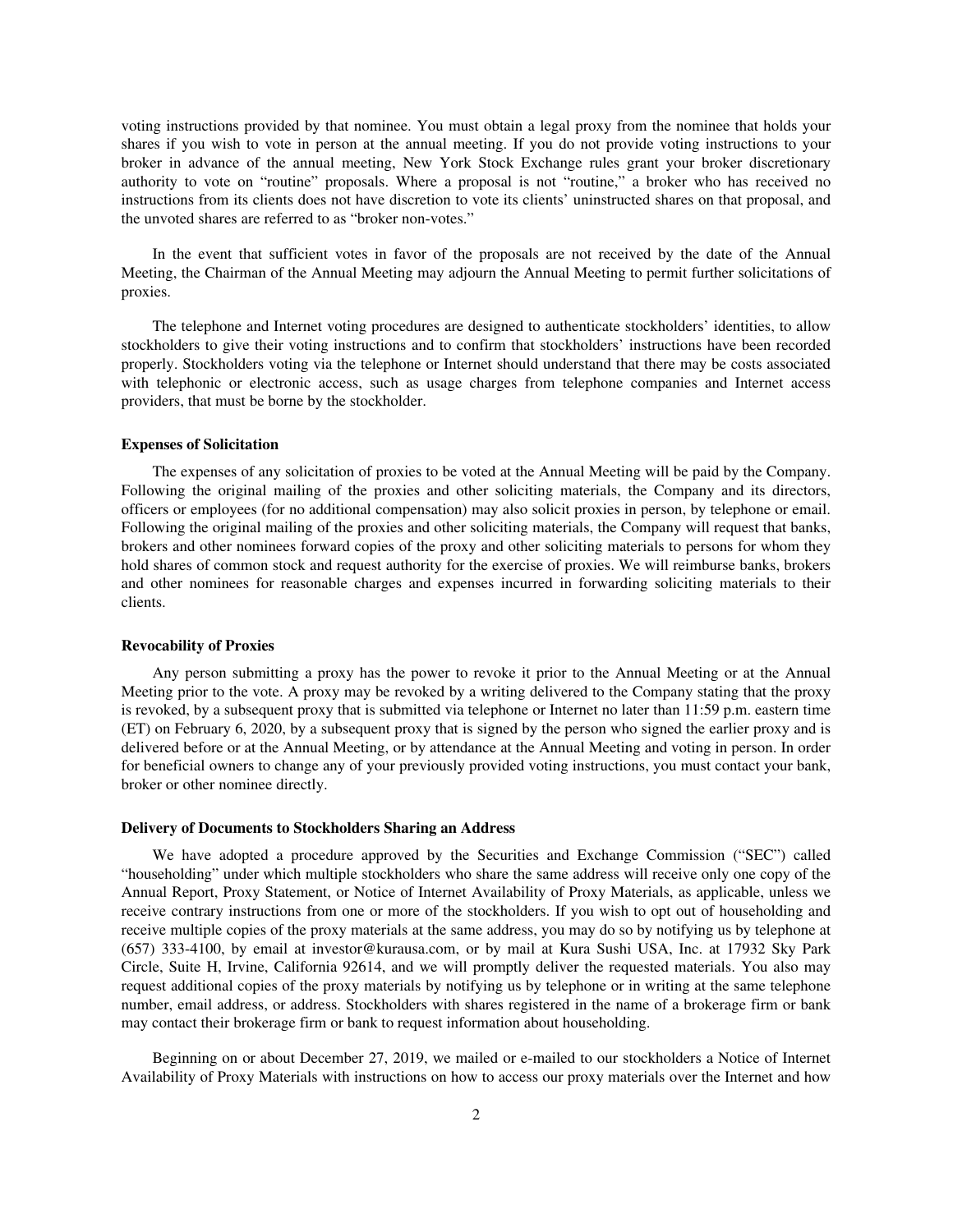voting instructions provided by that nominee. You must obtain a legal proxy from the nominee that holds your shares if you wish to vote in person at the annual meeting. If you do not provide voting instructions to your broker in advance of the annual meeting, New York Stock Exchange rules grant your broker discretionary authority to vote on "routine" proposals. Where a proposal is not "routine," a broker who has received no instructions from its clients does not have discretion to vote its clients' uninstructed shares on that proposal, and the unvoted shares are referred to as "broker non-votes."

In the event that sufficient votes in favor of the proposals are not received by the date of the Annual Meeting, the Chairman of the Annual Meeting may adjourn the Annual Meeting to permit further solicitations of proxies.

The telephone and Internet voting procedures are designed to authenticate stockholders' identities, to allow stockholders to give their voting instructions and to confirm that stockholders' instructions have been recorded properly. Stockholders voting via the telephone or Internet should understand that there may be costs associated with telephonic or electronic access, such as usage charges from telephone companies and Internet access providers, that must be borne by the stockholder.

**Expenses of Solicitation**

The expenses of any solicitation of proxies to be voted at the Annual Meeting will be paid by the Company. Following the original mailing of the proxies and other soliciting materials, the Company and its directors, officers or employees (for no additional compensation) may also solicit proxies in person, by telephone or email. Following the original mailing of the proxies and other soliciting materials, the Company will request that banks, brokers and other nominees forward copies of the proxy and other soliciting materials to persons for whom they hold shares of common stock and request authority for the exercise of proxies. We will reimburse banks, brokers and other nominees for reasonable charges and expenses incurred in forwarding soliciting materials to their clients.

**Revocability of Proxies**

Any person submitting a proxy has the power to revoke it prior to the Annual Meeting or at the Annual Meeting prior to the vote. A proxy may be revoked by a writing delivered to the Company stating that the proxy is revoked, by a subsequent proxy that is submitted via telephone or Internet no later than 11:59 p.m. eastern time (ET) on February 6, 2020, by a subsequent proxy that is signed by the person who signed the earlier proxy and is delivered before or at the Annual Meeting, or by attendance at the Annual Meeting and voting in person. In order for beneficial owners to change any of your previously provided voting instructions, you must contact your bank, broker or other nominee directly.

**Delivery of Documents to Stockholders Sharing an Address**

We have adopted a procedure approved by the Securities and Exchange Commission ("SEC") called "householding" under which multiple stockholders who share the same address will receive only one copy of the Annual Report, Proxy Statement, or Notice of Internet Availability of Proxy Materials, as applicable, unless we receive contrary instructions from one or more of the stockholders. If you wish to opt out of householding and receive multiple copies of the proxy materials at the same address, you may do so by notifying us by telephone at (657) 333-4100, by email at investor@kurausa.com, or by mail at Kura Sushi USA, Inc. at 17932 Sky Park Circle, Suite H, Irvine, California 92614, and we will promptly deliver the requested materials. You also may request additional copies of the proxy materials by notifying us by telephone or in writing at the same telephone number, email address, or address. Stockholders with shares registered in the name of a brokerage firm or bank may contact their brokerage firm or bank to request information about householding.

Beginning on or about December 27, 2019, we mailed or e-mailed to our stockholders a Notice of Internet Availability of Proxy Materials with instructions on how to access our proxy materials over the Internet and how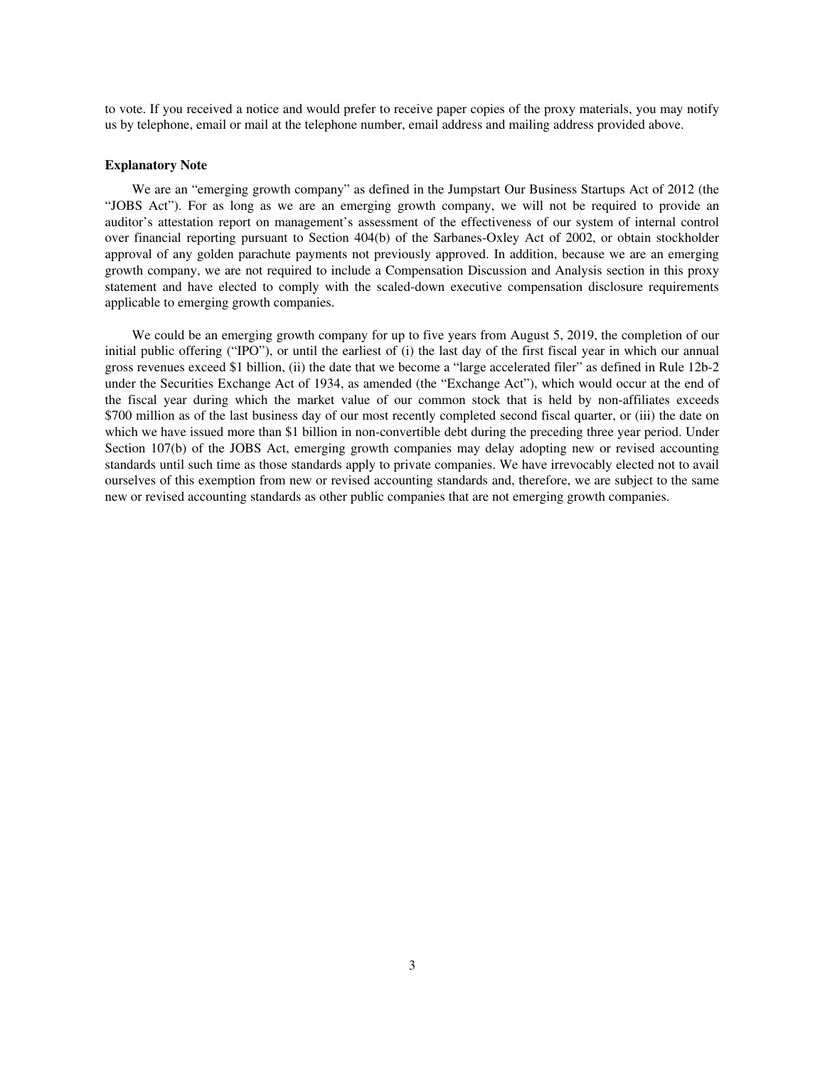to vote. If you received a notice and would prefer to receive paper copies of the proxy materials, you may notify us by telephone, email or mail at the telephone number, email address and mailing address provided above.

**Explanatory Note**

We are an "emerging growth company" as defined in the Jumpstart Our Business Startups Act of 2012 (the "JOBS Act"). For as long as we are an emerging growth company, we will not be required to provide an auditor's attestation report on management's assessment of the effectiveness of our system of internal control over financial reporting pursuant to Section 404(b) of the Sarbanes-Oxley Act of 2002, or obtain stockholder approval of any golden parachute payments not previously approved. In addition, because we are an emerging growth company, we are not required to include a Compensation Discussion and Analysis section in this proxy statement and have elected to comply with the scaled-down executive compensation disclosure requirements applicable to emerging growth companies.

We could be an emerging growth company for up to five years from August 5, 2019, the completion of our initial public offering ("IPO"), or until the earliest of (i) the last day of the first fiscal year in which our annual gross revenues exceed $1 billion, (ii) the date that we become a "large accelerated filer" as defined in Rule 12b-2 under the Securities Exchange Act of 1934, as amended (the "Exchange Act"), which would occur at the end of the fiscal year during which the market value of our common stock that is held by non-affiliates exceeds $700 million as of the last business day of our most recently completed second fiscal quarter, or (iii) the date on which we have issued more than $1 billion in non-convertible debt during the preceding three year period. Under Section 107(b) of the JOBS Act, emerging growth companies may delay adopting new or revised accounting standards until such time as those standards apply to private companies. We have irrevocably elected not to avail ourselves of this exemption from new or revised accounting standards and, therefore, we are subject to the same new or revised accounting standards as other public companies that are not emerging growth companies.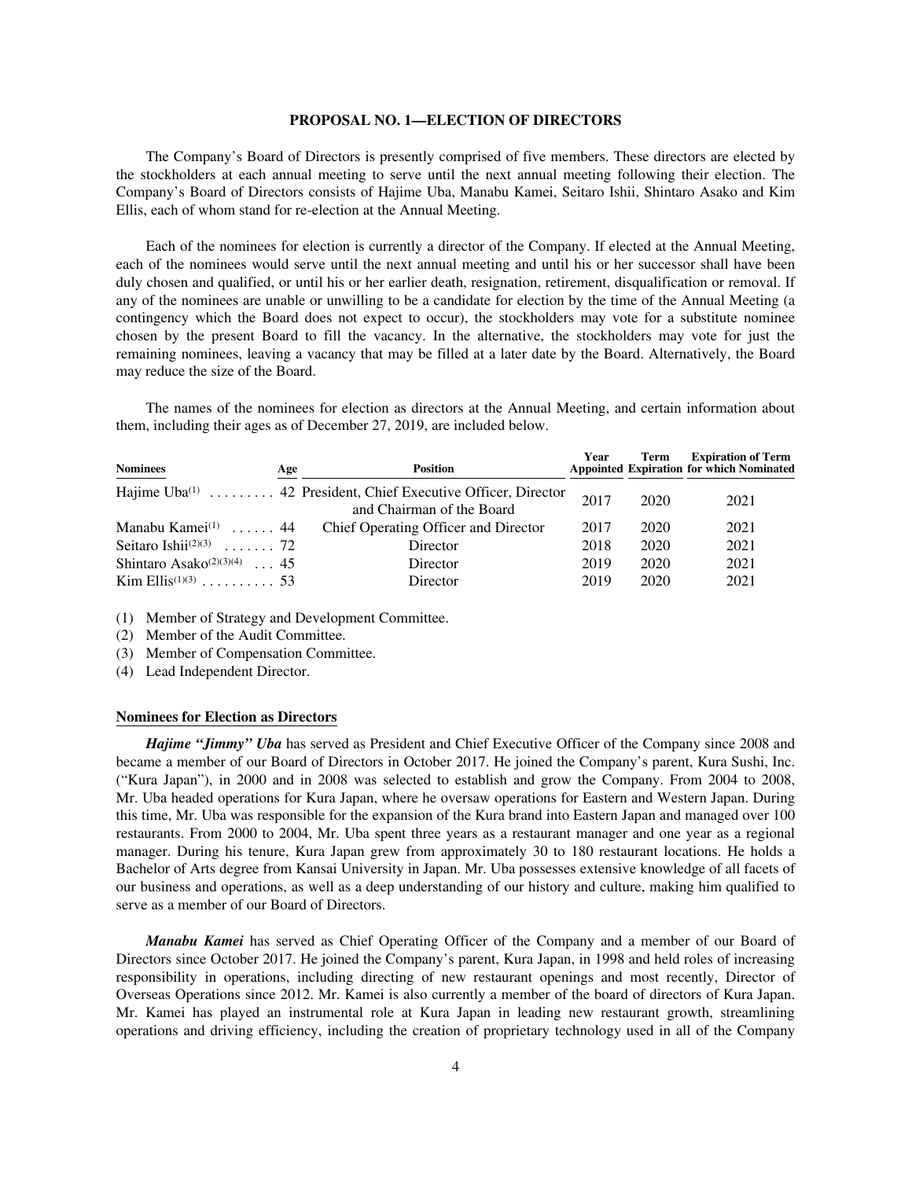## PROPOSAL NO. 1—ELECTION OF DIRECTORS

The Company's Board of Directors is presently comprised of five members. These directors are elected by the stockholders at each annual meeting to serve until the next annual meeting following their election. The Company's Board of Directors consists of Hajime Uba, Manabu Kamei, Seitaro Ishii, Shintaro Asako and Kim Ellis, each of whom stand for re-election at the Annual Meeting.

Each of the nominees for election is currently a director of the Company. If elected at the Annual Meeting, each of the nominees would serve until the next annual meeting and until his or her successor shall have been duly chosen and qualified, or until his or her earlier death, resignation, retirement, disqualification or removal. If any of the nominees are unable or unwilling to be a candidate for election by the time of the Annual Meeting (a contingency which the Board does not expect to occur), the stockholders may vote for a substitute nominee chosen by the present Board to fill the vacancy. In the alternative, the stockholders may vote for just the remaining nominees, leaving a vacancy that may be filled at a later date by the Board. Alternatively, the Board may reduce the size of the Board.

The names of the nominees for election as directors at the Annual Meeting, and certain information about them, including their ages as of December 27, 2019, are included below.

| Nominees | Age | Position | Year Appointed | Term Expiration | Expiration of Term for which Nominated |
|---|---|---|---|---|---|
| Hajime Uba[(1)] | 42 | President, Chief Executive Officer, Director and Chairman of the Board | 2017 | 2020 | 2021 |
| Manabu Kamei[(1)] | 44 | Chief Operating Officer and Director | 2017 | 2020 | 2021 |
| Seitaro Ishii[(2)(3)] | 72 | Director | 2018 | 2020 | 2021 |
| Shintaro Asako[(2)(3)(4)] | 45 | Director | 2019 | 2020 | 2021 |
| Kim Ellis[(1)(3)] | 53 | Director | 2019 | 2020 | 2021 |

(1) Member of Strategy and Development Committee.
(2) Member of the Audit Committee.
(3) Member of Compensation Committee.
(4) Lead Independent Director.

### Nominees for Election as Directors

***Hajime "Jimmy" Uba*** has served as President and Chief Executive Officer of the Company since 2008 and became a member of our Board of Directors in October 2017. He joined the Company's parent, Kura Sushi, Inc. ("Kura Japan"), in 2000 and in 2008 was selected to establish and grow the Company. From 2004 to 2008, Mr. Uba headed operations for Kura Japan, where he oversaw operations for Eastern and Western Japan. During this time, Mr. Uba was responsible for the expansion of the Kura brand into Eastern Japan and managed over 100 restaurants. From 2000 to 2004, Mr. Uba spent three years as a restaurant manager and one year as a regional manager. During his tenure, Kura Japan grew from approximately 30 to 180 restaurant locations. He holds a Bachelor of Arts degree from Kansai University in Japan. Mr. Uba possesses extensive knowledge of all facets of our business and operations, as well as a deep understanding of our history and culture, making him qualified to serve as a member of our Board of Directors.

***Manabu Kamei*** has served as Chief Operating Officer of the Company and a member of our Board of Directors since October 2017. He joined the Company's parent, Kura Japan, in 1998 and held roles of increasing responsibility in operations, including directing of new restaurant openings and most recently, Director of Overseas Operations since 2012. Mr. Kamei is also currently a member of the board of directors of Kura Japan. Mr. Kamei has played an instrumental role at Kura Japan in leading new restaurant growth, streamlining operations and driving efficiency, including the creation of proprietary technology used in all of the Company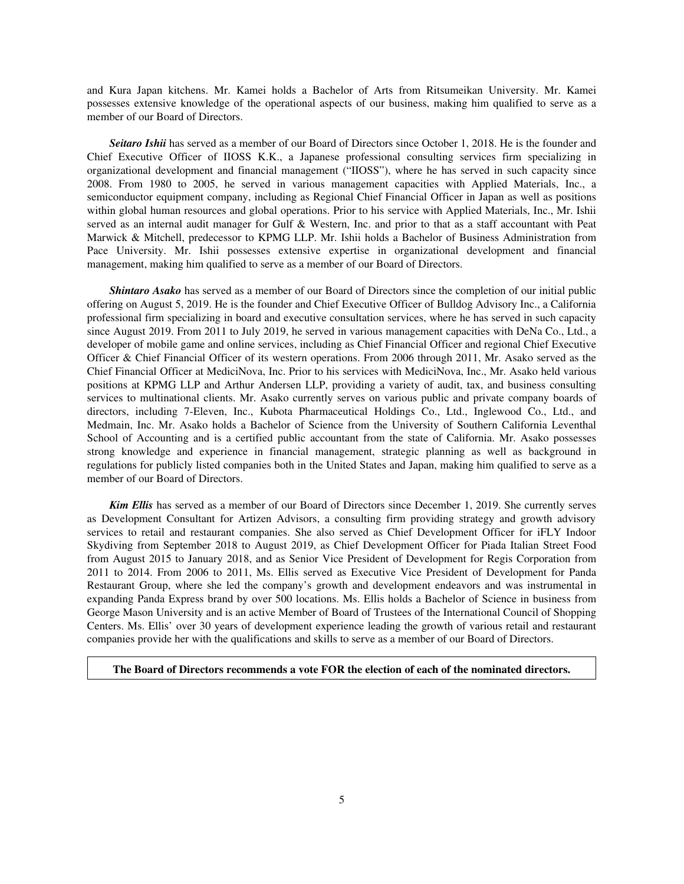and Kura Japan kitchens. Mr. Kamei holds a Bachelor of Arts from Ritsumeikan University. Mr. Kamei possesses extensive knowledge of the operational aspects of our business, making him qualified to serve as a member of our Board of Directors.

***Seitaro Ishii*** has served as a member of our Board of Directors since October 1, 2018. He is the founder and Chief Executive Officer of IIOSS K.K., a Japanese professional consulting services firm specializing in organizational development and financial management ("IIOSS"), where he has served in such capacity since 2008. From 1980 to 2005, he served in various management capacities with Applied Materials, Inc., a semiconductor equipment company, including as Regional Chief Financial Officer in Japan as well as positions within global human resources and global operations. Prior to his service with Applied Materials, Inc., Mr. Ishii served as an internal audit manager for Gulf & Western, Inc. and prior to that as a staff accountant with Peat Marwick & Mitchell, predecessor to KPMG LLP. Mr. Ishii holds a Bachelor of Business Administration from Pace University. Mr. Ishii possesses extensive expertise in organizational development and financial management, making him qualified to serve as a member of our Board of Directors.

***Shintaro Asako*** has served as a member of our Board of Directors since the completion of our initial public offering on August 5, 2019. He is the founder and Chief Executive Officer of Bulldog Advisory Inc., a California professional firm specializing in board and executive consultation services, where he has served in such capacity since August 2019. From 2011 to July 2019, he served in various management capacities with DeNa Co., Ltd., a developer of mobile game and online services, including as Chief Financial Officer and regional Chief Executive Officer & Chief Financial Officer of its western operations. From 2006 through 2011, Mr. Asako served as the Chief Financial Officer at MediciNova, Inc. Prior to his services with MediciNova, Inc., Mr. Asako held various positions at KPMG LLP and Arthur Andersen LLP, providing a variety of audit, tax, and business consulting services to multinational clients. Mr. Asako currently serves on various public and private company boards of directors, including 7-Eleven, Inc., Kubota Pharmaceutical Holdings Co., Ltd., Inglewood Co., Ltd., and Medmain, Inc. Mr. Asako holds a Bachelor of Science from the University of Southern California Leventhal School of Accounting and is a certified public accountant from the state of California. Mr. Asako possesses strong knowledge and experience in financial management, strategic planning as well as background in regulations for publicly listed companies both in the United States and Japan, making him qualified to serve as a member of our Board of Directors.

***Kim Ellis*** has served as a member of our Board of Directors since December 1, 2019. She currently serves as Development Consultant for Artizen Advisors, a consulting firm providing strategy and growth advisory services to retail and restaurant companies. She also served as Chief Development Officer for iFLY Indoor Skydiving from September 2018 to August 2019, as Chief Development Officer for Piada Italian Street Food from August 2015 to January 2018, and as Senior Vice President of Development for Regis Corporation from 2011 to 2014. From 2006 to 2011, Ms. Ellis served as Executive Vice President of Development for Panda Restaurant Group, where she led the company's growth and development endeavors and was instrumental in expanding Panda Express brand by over 500 locations. Ms. Ellis holds a Bachelor of Science in business from George Mason University and is an active Member of Board of Trustees of the International Council of Shopping Centers. Ms. Ellis' over 30 years of development experience leading the growth of various retail and restaurant companies provide her with the qualifications and skills to serve as a member of our Board of Directors.

**The Board of Directors recommends a vote FOR the election of each of the nominated directors.**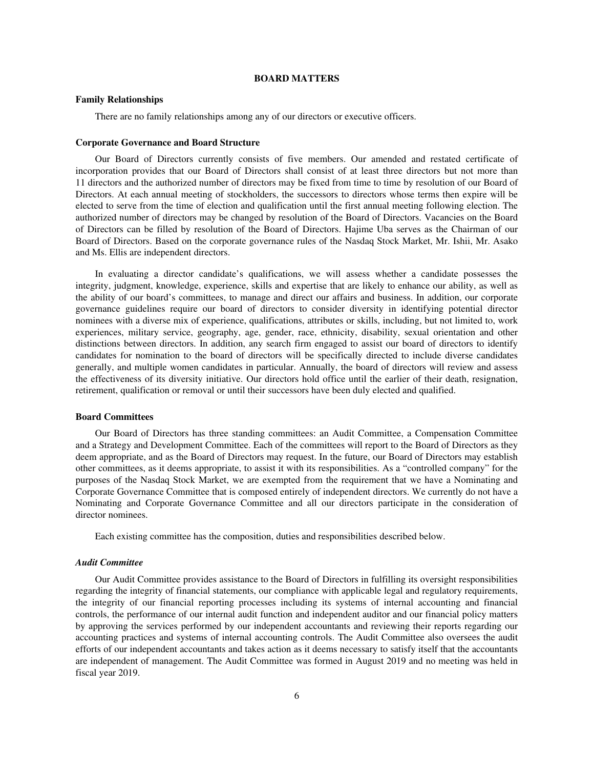# BOARD MATTERS

## Family Relationships

There are no family relationships among any of our directors or executive officers.

## Corporate Governance and Board Structure

Our Board of Directors currently consists of five members. Our amended and restated certificate of incorporation provides that our Board of Directors shall consist of at least three directors but not more than 11 directors and the authorized number of directors may be fixed from time to time by resolution of our Board of Directors. At each annual meeting of stockholders, the successors to directors whose terms then expire will be elected to serve from the time of election and qualification until the first annual meeting following election. The authorized number of directors may be changed by resolution of the Board of Directors. Vacancies on the Board of Directors can be filled by resolution of the Board of Directors. Hajime Uba serves as the Chairman of our Board of Directors. Based on the corporate governance rules of the Nasdaq Stock Market, Mr. Ishii, Mr. Asako and Ms. Ellis are independent directors.

In evaluating a director candidate's qualifications, we will assess whether a candidate possesses the integrity, judgment, knowledge, experience, skills and expertise that are likely to enhance our ability, as well as the ability of our board's committees, to manage and direct our affairs and business. In addition, our corporate governance guidelines require our board of directors to consider diversity in identifying potential director nominees with a diverse mix of experience, qualifications, attributes or skills, including, but not limited to, work experiences, military service, geography, age, gender, race, ethnicity, disability, sexual orientation and other distinctions between directors. In addition, any search firm engaged to assist our board of directors to identify candidates for nomination to the board of directors will be specifically directed to include diverse candidates generally, and multiple women candidates in particular. Annually, the board of directors will review and assess the effectiveness of its diversity initiative. Our directors hold office until the earlier of their death, resignation, retirement, qualification or removal or until their successors have been duly elected and qualified.

## Board Committees

Our Board of Directors has three standing committees: an Audit Committee, a Compensation Committee and a Strategy and Development Committee. Each of the committees will report to the Board of Directors as they deem appropriate, and as the Board of Directors may request. In the future, our Board of Directors may establish other committees, as it deems appropriate, to assist it with its responsibilities. As a "controlled company" for the purposes of the Nasdaq Stock Market, we are exempted from the requirement that we have a Nominating and Corporate Governance Committee that is composed entirely of independent directors. We currently do not have a Nominating and Corporate Governance Committee and all our directors participate in the consideration of director nominees.

Each existing committee has the composition, duties and responsibilities described below.

### *Audit Committee*

Our Audit Committee provides assistance to the Board of Directors in fulfilling its oversight responsibilities regarding the integrity of financial statements, our compliance with applicable legal and regulatory requirements, the integrity of our financial reporting processes including its systems of internal accounting and financial controls, the performance of our internal audit function and independent auditor and our financial policy matters by approving the services performed by our independent accountants and reviewing their reports regarding our accounting practices and systems of internal accounting controls. The Audit Committee also oversees the audit efforts of our independent accountants and takes action as it deems necessary to satisfy itself that the accountants are independent of management. The Audit Committee was formed in August 2019 and no meeting was held in fiscal year 2019.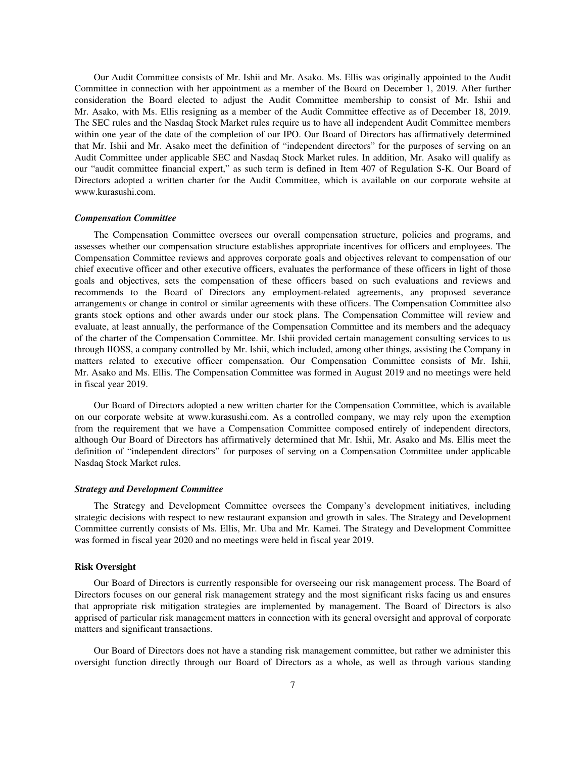Our Audit Committee consists of Mr. Ishii and Mr. Asako. Ms. Ellis was originally appointed to the Audit Committee in connection with her appointment as a member of the Board on December 1, 2019. After further consideration the Board elected to adjust the Audit Committee membership to consist of Mr. Ishii and Mr. Asako, with Ms. Ellis resigning as a member of the Audit Committee effective as of December 18, 2019. The SEC rules and the Nasdaq Stock Market rules require us to have all independent Audit Committee members within one year of the date of the completion of our IPO. Our Board of Directors has affirmatively determined that Mr. Ishii and Mr. Asako meet the definition of "independent directors" for the purposes of serving on an Audit Committee under applicable SEC and Nasdaq Stock Market rules. In addition, Mr. Asako will qualify as our "audit committee financial expert," as such term is defined in Item 407 of Regulation S-K. Our Board of Directors adopted a written charter for the Audit Committee, which is available on our corporate website at www.kurasushi.com.

### *Compensation Committee*

The Compensation Committee oversees our overall compensation structure, policies and programs, and assesses whether our compensation structure establishes appropriate incentives for officers and employees. The Compensation Committee reviews and approves corporate goals and objectives relevant to compensation of our chief executive officer and other executive officers, evaluates the performance of these officers in light of those goals and objectives, sets the compensation of these officers based on such evaluations and reviews and recommends to the Board of Directors any employment-related agreements, any proposed severance arrangements or change in control or similar agreements with these officers. The Compensation Committee also grants stock options and other awards under our stock plans. The Compensation Committee will review and evaluate, at least annually, the performance of the Compensation Committee and its members and the adequacy of the charter of the Compensation Committee. Mr. Ishii provided certain management consulting services to us through IIOSS, a company controlled by Mr. Ishii, which included, among other things, assisting the Company in matters related to executive officer compensation. Our Compensation Committee consists of Mr. Ishii, Mr. Asako and Ms. Ellis. The Compensation Committee was formed in August 2019 and no meetings were held in fiscal year 2019.

Our Board of Directors adopted a new written charter for the Compensation Committee, which is available on our corporate website at www.kurasushi.com. As a controlled company, we may rely upon the exemption from the requirement that we have a Compensation Committee composed entirely of independent directors, although Our Board of Directors has affirmatively determined that Mr. Ishii, Mr. Asako and Ms. Ellis meet the definition of "independent directors" for purposes of serving on a Compensation Committee under applicable Nasdaq Stock Market rules.

### *Strategy and Development Committee*

The Strategy and Development Committee oversees the Company's development initiatives, including strategic decisions with respect to new restaurant expansion and growth in sales. The Strategy and Development Committee currently consists of Ms. Ellis, Mr. Uba and Mr. Kamei. The Strategy and Development Committee was formed in fiscal year 2020 and no meetings were held in fiscal year 2019.

## Risk Oversight

Our Board of Directors is currently responsible for overseeing our risk management process. The Board of Directors focuses on our general risk management strategy and the most significant risks facing us and ensures that appropriate risk mitigation strategies are implemented by management. The Board of Directors is also apprised of particular risk management matters in connection with its general oversight and approval of corporate matters and significant transactions.

Our Board of Directors does not have a standing risk management committee, but rather we administer this oversight function directly through our Board of Directors as a whole, as well as through various standing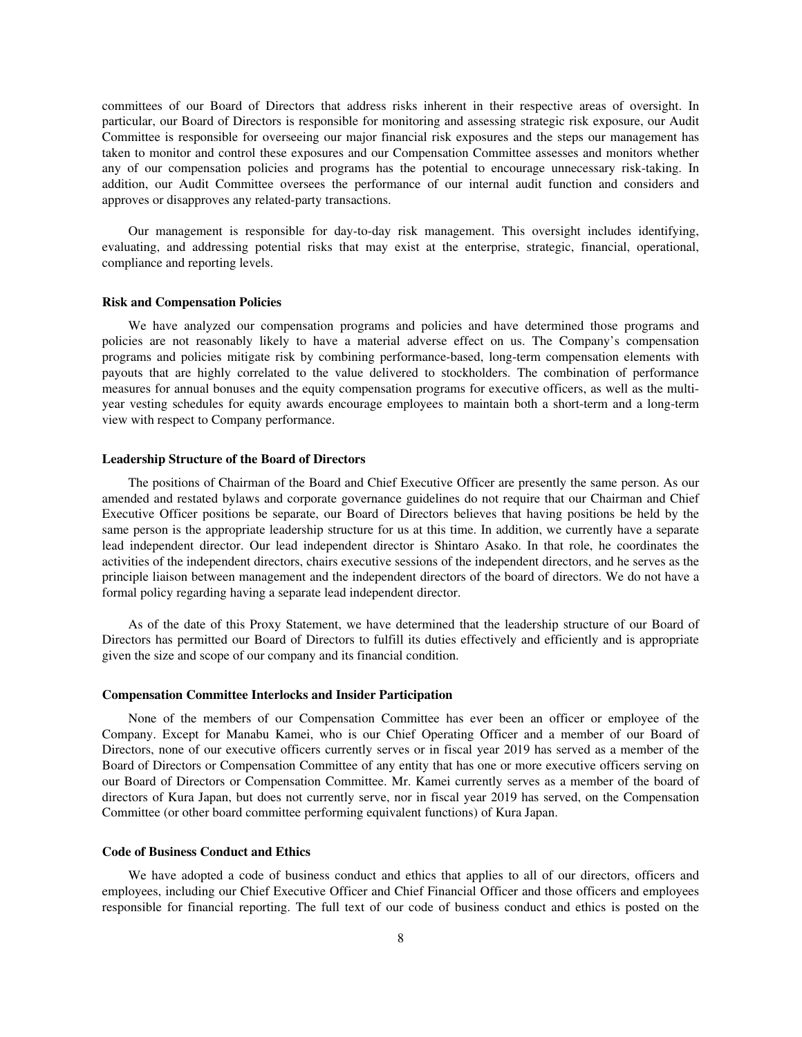committees of our Board of Directors that address risks inherent in their respective areas of oversight. In particular, our Board of Directors is responsible for monitoring and assessing strategic risk exposure, our Audit Committee is responsible for overseeing our major financial risk exposures and the steps our management has taken to monitor and control these exposures and our Compensation Committee assesses and monitors whether any of our compensation policies and programs has the potential to encourage unnecessary risk-taking. In addition, our Audit Committee oversees the performance of our internal audit function and considers and approves or disapproves any related-party transactions.

Our management is responsible for day-to-day risk management. This oversight includes identifying, evaluating, and addressing potential risks that may exist at the enterprise, strategic, financial, operational, compliance and reporting levels.

**Risk and Compensation Policies**

We have analyzed our compensation programs and policies and have determined those programs and policies are not reasonably likely to have a material adverse effect on us. The Company's compensation programs and policies mitigate risk by combining performance-based, long-term compensation elements with payouts that are highly correlated to the value delivered to stockholders. The combination of performance measures for annual bonuses and the equity compensation programs for executive officers, as well as the multi-year vesting schedules for equity awards encourage employees to maintain both a short-term and a long-term view with respect to Company performance.

**Leadership Structure of the Board of Directors**

The positions of Chairman of the Board and Chief Executive Officer are presently the same person. As our amended and restated bylaws and corporate governance guidelines do not require that our Chairman and Chief Executive Officer positions be separate, our Board of Directors believes that having positions be held by the same person is the appropriate leadership structure for us at this time. In addition, we currently have a separate lead independent director. Our lead independent director is Shintaro Asako. In that role, he coordinates the activities of the independent directors, chairs executive sessions of the independent directors, and he serves as the principle liaison between management and the independent directors of the board of directors. We do not have a formal policy regarding having a separate lead independent director.

As of the date of this Proxy Statement, we have determined that the leadership structure of our Board of Directors has permitted our Board of Directors to fulfill its duties effectively and efficiently and is appropriate given the size and scope of our company and its financial condition.

**Compensation Committee Interlocks and Insider Participation**

None of the members of our Compensation Committee has ever been an officer or employee of the Company. Except for Manabu Kamei, who is our Chief Operating Officer and a member of our Board of Directors, none of our executive officers currently serves or in fiscal year 2019 has served as a member of the Board of Directors or Compensation Committee of any entity that has one or more executive officers serving on our Board of Directors or Compensation Committee. Mr. Kamei currently serves as a member of the board of directors of Kura Japan, but does not currently serve, nor in fiscal year 2019 has served, on the Compensation Committee (or other board committee performing equivalent functions) of Kura Japan.

**Code of Business Conduct and Ethics**

We have adopted a code of business conduct and ethics that applies to all of our directors, officers and employees, including our Chief Executive Officer and Chief Financial Officer and those officers and employees responsible for financial reporting. The full text of our code of business conduct and ethics is posted on the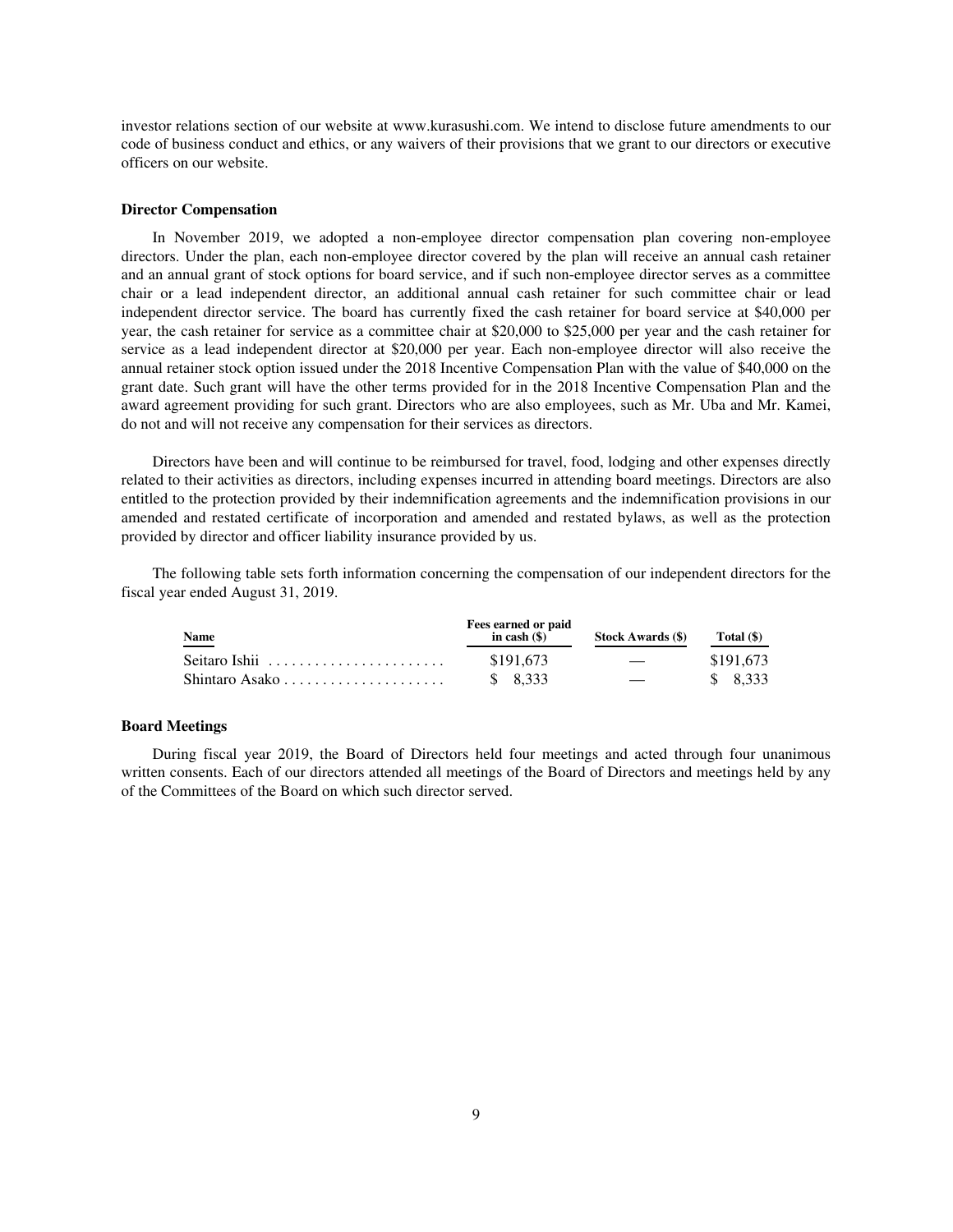investor relations section of our website at www.kurasushi.com. We intend to disclose future amendments to our code of business conduct and ethics, or any waivers of their provisions that we grant to our directors or executive officers on our website.

### Director Compensation

In November 2019, we adopted a non-employee director compensation plan covering non-employee directors. Under the plan, each non-employee director covered by the plan will receive an annual cash retainer and an annual grant of stock options for board service, and if such non-employee director serves as a committee chair or a lead independent director, an additional annual cash retainer for such committee chair or lead independent director service. The board has currently fixed the cash retainer for board service at $40,000 per year, the cash retainer for service as a committee chair at $20,000 to $25,000 per year and the cash retainer for service as a lead independent director at $20,000 per year. Each non-employee director will also receive the annual retainer stock option issued under the 2018 Incentive Compensation Plan with the value of $40,000 on the grant date. Such grant will have the other terms provided for in the 2018 Incentive Compensation Plan and the award agreement providing for such grant. Directors who are also employees, such as Mr. Uba and Mr. Kamei, do not and will not receive any compensation for their services as directors.

Directors have been and will continue to be reimbursed for travel, food, lodging and other expenses directly related to their activities as directors, including expenses incurred in attending board meetings. Directors are also entitled to the protection provided by their indemnification agreements and the indemnification provisions in our amended and restated certificate of incorporation and amended and restated bylaws, as well as the protection provided by director and officer liability insurance provided by us.

The following table sets forth information concerning the compensation of our independent directors for the fiscal year ended August 31, 2019.

| Name | Fees earned or paid in cash ($) | Stock Awards ($) | Total ($) |
|---|---|---|---|
| Seitaro Ishii | $191,673 | — | $191,673 |
| Shintaro Asako | $ 8,333 | — | $ 8,333 |

### Board Meetings

During fiscal year 2019, the Board of Directors held four meetings and acted through four unanimous written consents. Each of our directors attended all meetings of the Board of Directors and meetings held by any of the Committees of the Board on which such director served.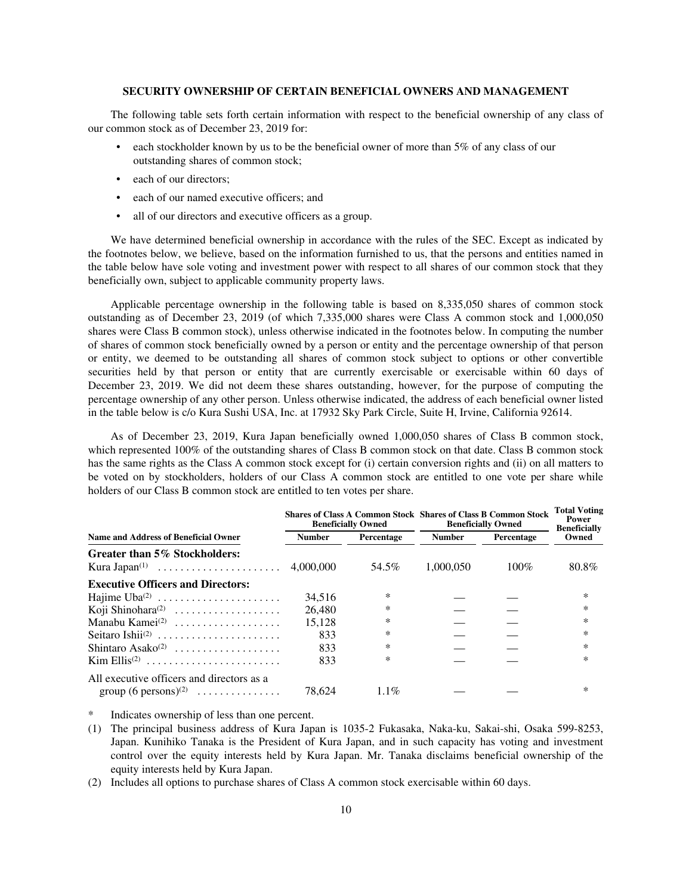## SECURITY OWNERSHIP OF CERTAIN BENEFICIAL OWNERS AND MANAGEMENT

The following table sets forth certain information with respect to the beneficial ownership of any class of our common stock as of December 23, 2019 for:

- each stockholder known by us to be the beneficial owner of more than 5% of any class of our outstanding shares of common stock;
- each of our directors;
- each of our named executive officers; and
- all of our directors and executive officers as a group.

We have determined beneficial ownership in accordance with the rules of the SEC. Except as indicated by the footnotes below, we believe, based on the information furnished to us, that the persons and entities named in the table below have sole voting and investment power with respect to all shares of our common stock that they beneficially own, subject to applicable community property laws.

Applicable percentage ownership in the following table is based on 8,335,050 shares of common stock outstanding as of December 23, 2019 (of which 7,335,000 shares were Class A common stock and 1,000,050 shares were Class B common stock), unless otherwise indicated in the footnotes below. In computing the number of shares of common stock beneficially owned by a person or entity and the percentage ownership of that person or entity, we deemed to be outstanding all shares of common stock subject to options or other convertible securities held by that person or entity that are currently exercisable or exercisable within 60 days of December 23, 2019. We did not deem these shares outstanding, however, for the purpose of computing the percentage ownership of any other person. Unless otherwise indicated, the address of each beneficial owner listed in the table below is c/o Kura Sushi USA, Inc. at 17932 Sky Park Circle, Suite H, Irvine, California 92614.

As of December 23, 2019, Kura Japan beneficially owned 1,000,050 shares of Class B common stock, which represented 100% of the outstanding shares of Class B common stock on that date. Class B common stock has the same rights as the Class A common stock except for (i) certain conversion rights and (ii) on all matters to be voted on by stockholders, holders of our Class A common stock are entitled to one vote per share while holders of our Class B common stock are entitled to ten votes per share.

| | Shares of Class A Common Stock Beneficially Owned | | Shares of Class B Common Stock Beneficially Owned | | Total Voting Power Beneficially Owned |
|---|---|---|---|---|---|
| **Name and Address of Beneficial Owner** | **Number** | **Percentage** | **Number** | **Percentage** | |
| **Greater than 5% Stockholders:** | | | | | |
| Kura Japan[(1)] | 4,000,000 | 54.5% | 1,000,050 | 100% | 80.8% |
| **Executive Officers and Directors:** | | | | | |
| Hajime Uba[(2)] | 34,516 | * | — | — | * |
| Koji Shinohara[(2)] | 26,480 | * | — | — | * |
| Manabu Kamei[(2)] | 15,128 | * | — | — | * |
| Seitaro Ishii[(2)] | 833 | * | — | — | * |
| Shintaro Asako[(2)] | 833 | * | — | — | * |
| Kim Ellis[(2)] | 833 | * | — | — | * |
| All executive officers and directors as a group (6 persons)[(2)] | 78,624 | 1.1% | — | — | * |

\* Indicates ownership of less than one percent.

(1) The principal business address of Kura Japan is 1035-2 Fukasaka, Naka-ku, Sakai-shi, Osaka 599-8253, Japan. Kunihiko Tanaka is the President of Kura Japan, and in such capacity has voting and investment control over the equity interests held by Kura Japan. Mr. Tanaka disclaims beneficial ownership of the equity interests held by Kura Japan.

(2) Includes all options to purchase shares of Class A common stock exercisable within 60 days.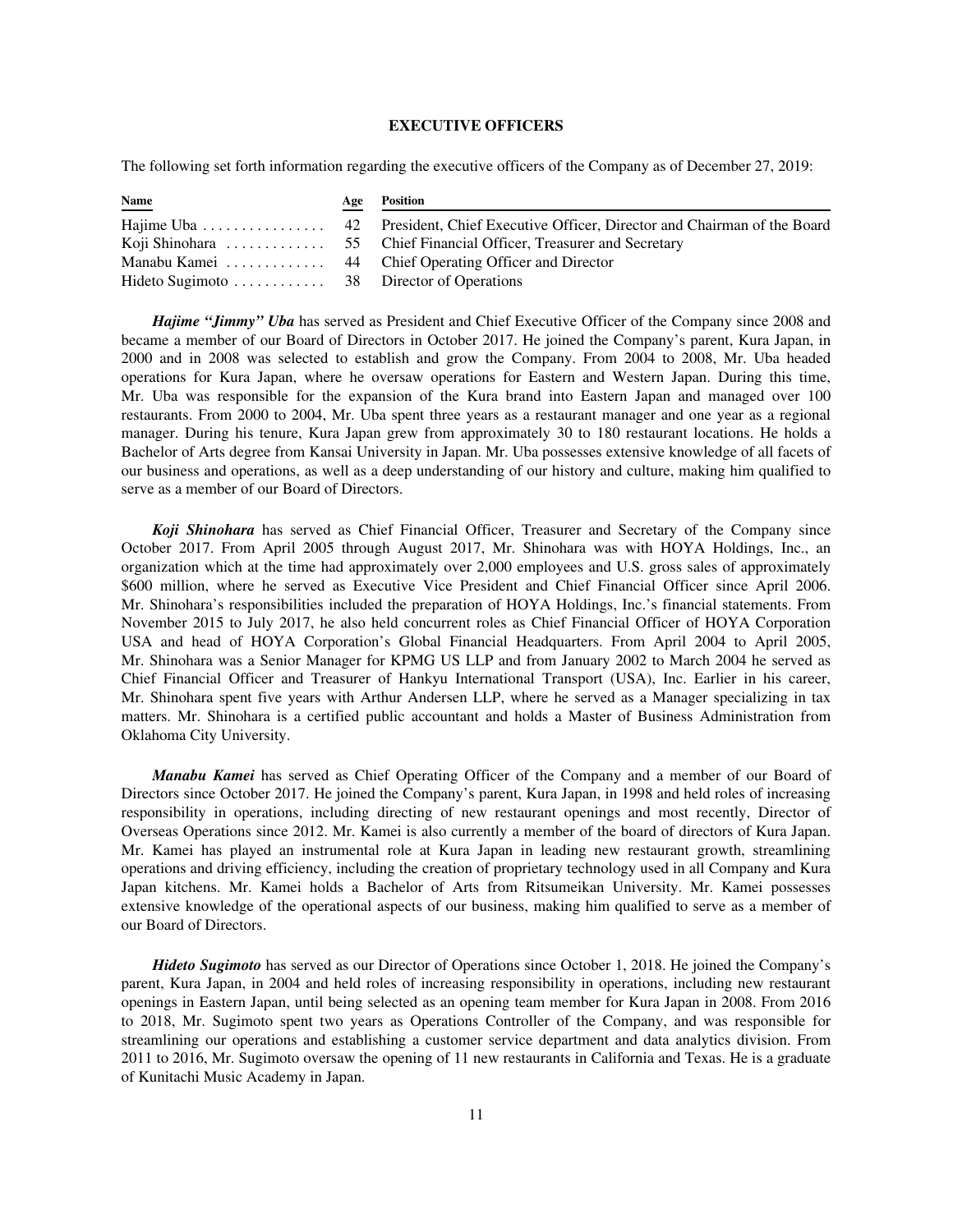## EXECUTIVE OFFICERS

The following set forth information regarding the executive officers of the Company as of December 27, 2019:

| Name | Age | Position |
|---|---|---|
| Hajime Uba | 42 | President, Chief Executive Officer, Director and Chairman of the Board |
| Koji Shinohara | 55 | Chief Financial Officer, Treasurer and Secretary |
| Manabu Kamei | 44 | Chief Operating Officer and Director |
| Hideto Sugimoto | 38 | Director of Operations |

***Hajime "Jimmy" Uba*** has served as President and Chief Executive Officer of the Company since 2008 and became a member of our Board of Directors in October 2017. He joined the Company's parent, Kura Japan, in 2000 and in 2008 was selected to establish and grow the Company. From 2004 to 2008, Mr. Uba headed operations for Kura Japan, where he oversaw operations for Eastern and Western Japan. During this time, Mr. Uba was responsible for the expansion of the Kura brand into Eastern Japan and managed over 100 restaurants. From 2000 to 2004, Mr. Uba spent three years as a restaurant manager and one year as a regional manager. During his tenure, Kura Japan grew from approximately 30 to 180 restaurant locations. He holds a Bachelor of Arts degree from Kansai University in Japan. Mr. Uba possesses extensive knowledge of all facets of our business and operations, as well as a deep understanding of our history and culture, making him qualified to serve as a member of our Board of Directors.

***Koji Shinohara*** has served as Chief Financial Officer, Treasurer and Secretary of the Company since October 2017. From April 2005 through August 2017, Mr. Shinohara was with HOYA Holdings, Inc., an organization which at the time had approximately over 2,000 employees and U.S. gross sales of approximately $600 million, where he served as Executive Vice President and Chief Financial Officer since April 2006. Mr. Shinohara's responsibilities included the preparation of HOYA Holdings, Inc.'s financial statements. From November 2015 to July 2017, he also held concurrent roles as Chief Financial Officer of HOYA Corporation USA and head of HOYA Corporation's Global Financial Headquarters. From April 2004 to April 2005, Mr. Shinohara was a Senior Manager for KPMG US LLP and from January 2002 to March 2004 he served as Chief Financial Officer and Treasurer of Hankyu International Transport (USA), Inc. Earlier in his career, Mr. Shinohara spent five years with Arthur Andersen LLP, where he served as a Manager specializing in tax matters. Mr. Shinohara is a certified public accountant and holds a Master of Business Administration from Oklahoma City University.

***Manabu Kamei*** has served as Chief Operating Officer of the Company and a member of our Board of Directors since October 2017. He joined the Company's parent, Kura Japan, in 1998 and held roles of increasing responsibility in operations, including directing of new restaurant openings and most recently, Director of Overseas Operations since 2012. Mr. Kamei is also currently a member of the board of directors of Kura Japan. Mr. Kamei has played an instrumental role at Kura Japan in leading new restaurant growth, streamlining operations and driving efficiency, including the creation of proprietary technology used in all Company and Kura Japan kitchens. Mr. Kamei holds a Bachelor of Arts from Ritsumeikan University. Mr. Kamei possesses extensive knowledge of the operational aspects of our business, making him qualified to serve as a member of our Board of Directors.

***Hideto Sugimoto*** has served as our Director of Operations since October 1, 2018. He joined the Company's parent, Kura Japan, in 2004 and held roles of increasing responsibility in operations, including new restaurant openings in Eastern Japan, until being selected as an opening team member for Kura Japan in 2008. From 2016 to 2018, Mr. Sugimoto spent two years as Operations Controller of the Company, and was responsible for streamlining our operations and establishing a customer service department and data analytics division. From 2011 to 2016, Mr. Sugimoto oversaw the opening of 11 new restaurants in California and Texas. He is a graduate of Kunitachi Music Academy in Japan.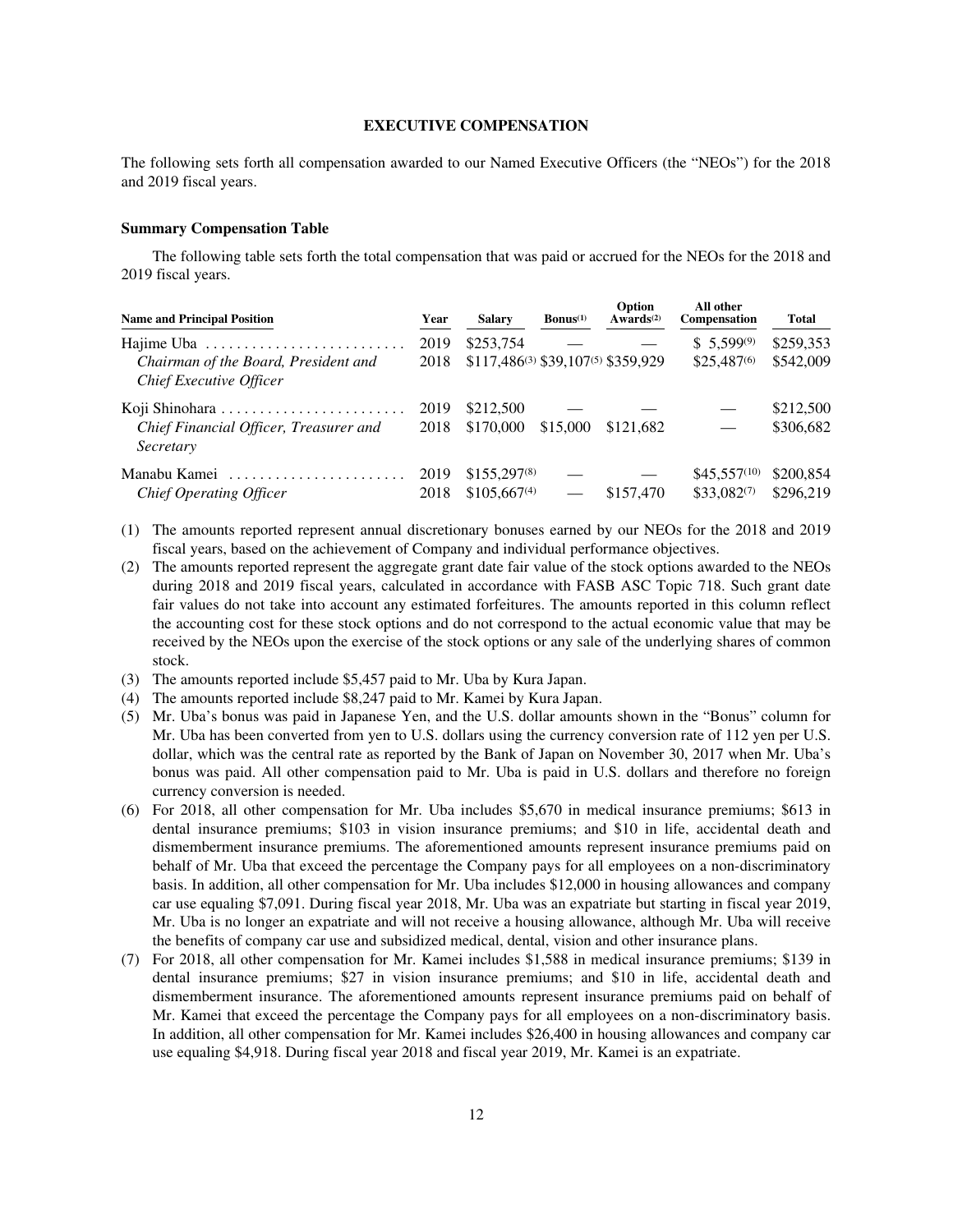## EXECUTIVE COMPENSATION

The following sets forth all compensation awarded to our Named Executive Officers (the "NEOs") for the 2018 and 2019 fiscal years.

### Summary Compensation Table

The following table sets forth the total compensation that was paid or accrued for the NEOs for the 2018 and 2019 fiscal years.

| Name and Principal Position | Year | Salary | Bonus[1] | Option Awards[2] | All other Compensation | Total |
|---|---|---|---|---|---|---|
| Hajime Uba | 2019 | $253,754 | — | — | $ 5,599[9] | $259,353 |
| *Chairman of the Board, President and Chief Executive Officer* | 2018 | $117,486[3] | $39,107[5] | $359,929 | $25,487[6] | $542,009 |
| Koji Shinohara | 2019 | $212,500 | — | — | — | $212,500 |
| *Chief Financial Officer, Treasurer and Secretary* | 2018 | $170,000 | $15,000 | $121,682 | — | $306,682 |
| Manabu Kamei | 2019 | $155,297[8] | — | — | $45,557[10] | $200,854 |
| *Chief Operating Officer* | 2018 | $105,667[4] | — | $157,470 | $33,082[7] | $296,219 |

(1) The amounts reported represent annual discretionary bonuses earned by our NEOs for the 2018 and 2019 fiscal years, based on the achievement of Company and individual performance objectives.

(2) The amounts reported represent the aggregate grant date fair value of the stock options awarded to the NEOs during 2018 and 2019 fiscal years, calculated in accordance with FASB ASC Topic 718. Such grant date fair values do not take into account any estimated forfeitures. The amounts reported in this column reflect the accounting cost for these stock options and do not correspond to the actual economic value that may be received by the NEOs upon the exercise of the stock options or any sale of the underlying shares of common stock.

(3) The amounts reported include $5,457 paid to Mr. Uba by Kura Japan.

(4) The amounts reported include $8,247 paid to Mr. Kamei by Kura Japan.

(5) Mr. Uba's bonus was paid in Japanese Yen, and the U.S. dollar amounts shown in the "Bonus" column for Mr. Uba has been converted from yen to U.S. dollars using the currency conversion rate of 112 yen per U.S. dollar, which was the central rate as reported by the Bank of Japan on November 30, 2017 when Mr. Uba's bonus was paid. All other compensation paid to Mr. Uba is paid in U.S. dollars and therefore no foreign currency conversion is needed.

(6) For 2018, all other compensation for Mr. Uba includes $5,670 in medical insurance premiums; $613 in dental insurance premiums; $103 in vision insurance premiums; and $10 in life, accidental death and dismemberment insurance premiums. The aforementioned amounts represent insurance premiums paid on behalf of Mr. Uba that exceed the percentage the Company pays for all employees on a non-discriminatory basis. In addition, all other compensation for Mr. Uba includes $12,000 in housing allowances and company car use equaling $7,091. During fiscal year 2018, Mr. Uba was an expatriate but starting in fiscal year 2019, Mr. Uba is no longer an expatriate and will not receive a housing allowance, although Mr. Uba will receive the benefits of company car use and subsidized medical, dental, vision and other insurance plans.

(7) For 2018, all other compensation for Mr. Kamei includes $1,588 in medical insurance premiums; $139 in dental insurance premiums; $27 in vision insurance premiums; and $10 in life, accidental death and dismemberment insurance. The aforementioned amounts represent insurance premiums paid on behalf of Mr. Kamei that exceed the percentage the Company pays for all employees on a non-discriminatory basis. In addition, all other compensation for Mr. Kamei includes $26,400 in housing allowances and company car use equaling $4,918. During fiscal year 2018 and fiscal year 2019, Mr. Kamei is an expatriate.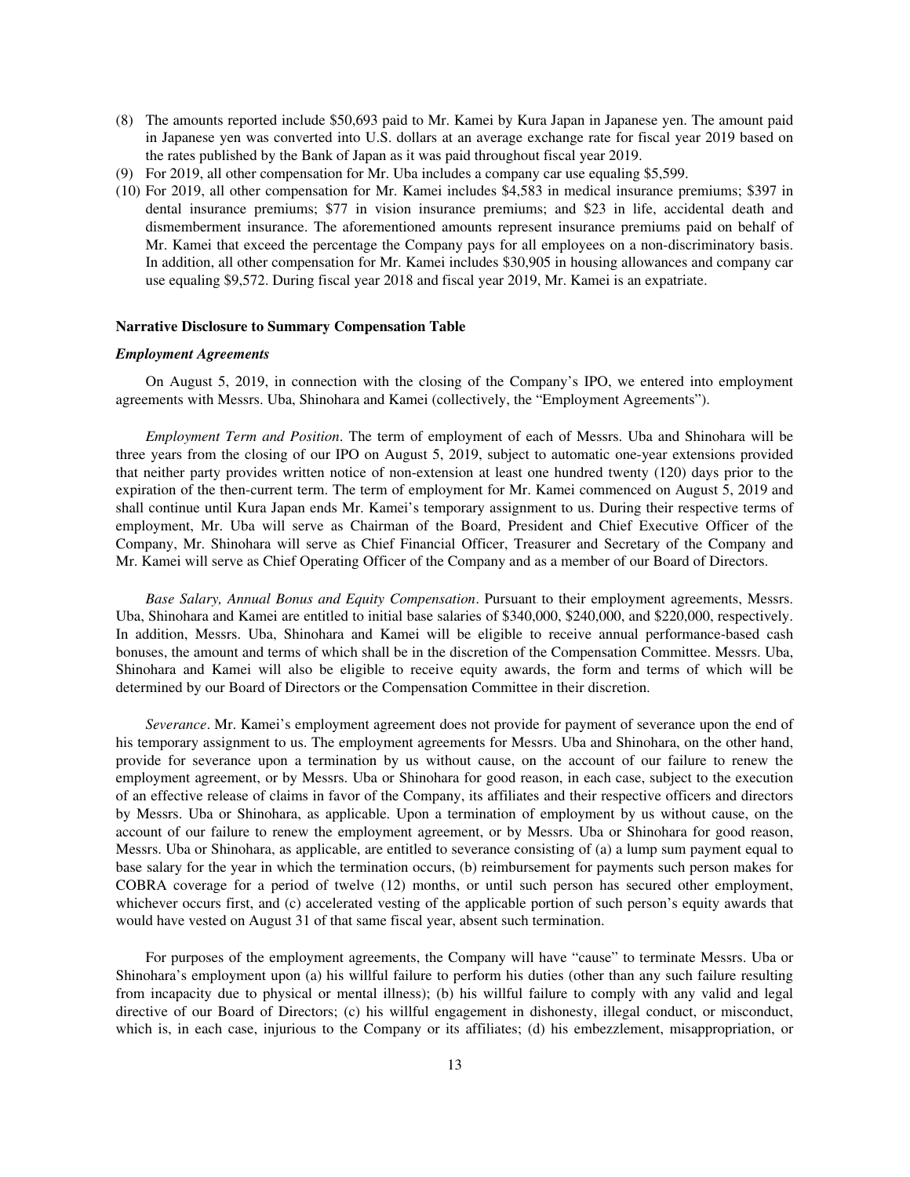(8) The amounts reported include $50,693 paid to Mr. Kamei by Kura Japan in Japanese yen. The amount paid in Japanese yen was converted into U.S. dollars at an average exchange rate for fiscal year 2019 based on the rates published by the Bank of Japan as it was paid throughout fiscal year 2019.

(9) For 2019, all other compensation for Mr. Uba includes a company car use equaling $5,599.

(10) For 2019, all other compensation for Mr. Kamei includes $4,583 in medical insurance premiums; $397 in dental insurance premiums; $77 in vision insurance premiums; and $23 in life, accidental death and dismemberment insurance. The aforementioned amounts represent insurance premiums paid on behalf of Mr. Kamei that exceed the percentage the Company pays for all employees on a non-discriminatory basis. In addition, all other compensation for Mr. Kamei includes $30,905 in housing allowances and company car use equaling $9,572. During fiscal year 2018 and fiscal year 2019, Mr. Kamei is an expatriate.

**Narrative Disclosure to Summary Compensation Table**

***Employment Agreements***

On August 5, 2019, in connection with the closing of the Company's IPO, we entered into employment agreements with Messrs. Uba, Shinohara and Kamei (collectively, the "Employment Agreements").

*Employment Term and Position*. The term of employment of each of Messrs. Uba and Shinohara will be three years from the closing of our IPO on August 5, 2019, subject to automatic one-year extensions provided that neither party provides written notice of non-extension at least one hundred twenty (120) days prior to the expiration of the then-current term. The term of employment for Mr. Kamei commenced on August 5, 2019 and shall continue until Kura Japan ends Mr. Kamei's temporary assignment to us. During their respective terms of employment, Mr. Uba will serve as Chairman of the Board, President and Chief Executive Officer of the Company, Mr. Shinohara will serve as Chief Financial Officer, Treasurer and Secretary of the Company and Mr. Kamei will serve as Chief Operating Officer of the Company and as a member of our Board of Directors.

*Base Salary, Annual Bonus and Equity Compensation*. Pursuant to their employment agreements, Messrs. Uba, Shinohara and Kamei are entitled to initial base salaries of $340,000, $240,000, and $220,000, respectively. In addition, Messrs. Uba, Shinohara and Kamei will be eligible to receive annual performance-based cash bonuses, the amount and terms of which shall be in the discretion of the Compensation Committee. Messrs. Uba, Shinohara and Kamei will also be eligible to receive equity awards, the form and terms of which will be determined by our Board of Directors or the Compensation Committee in their discretion.

*Severance*. Mr. Kamei's employment agreement does not provide for payment of severance upon the end of his temporary assignment to us. The employment agreements for Messrs. Uba and Shinohara, on the other hand, provide for severance upon a termination by us without cause, on the account of our failure to renew the employment agreement, or by Messrs. Uba or Shinohara for good reason, in each case, subject to the execution of an effective release of claims in favor of the Company, its affiliates and their respective officers and directors by Messrs. Uba or Shinohara, as applicable. Upon a termination of employment by us without cause, on the account of our failure to renew the employment agreement, or by Messrs. Uba or Shinohara for good reason, Messrs. Uba or Shinohara, as applicable, are entitled to severance consisting of (a) a lump sum payment equal to base salary for the year in which the termination occurs, (b) reimbursement for payments such person makes for COBRA coverage for a period of twelve (12) months, or until such person has secured other employment, whichever occurs first, and (c) accelerated vesting of the applicable portion of such person's equity awards that would have vested on August 31 of that same fiscal year, absent such termination.

For purposes of the employment agreements, the Company will have "cause" to terminate Messrs. Uba or Shinohara's employment upon (a) his willful failure to perform his duties (other than any such failure resulting from incapacity due to physical or mental illness); (b) his willful failure to comply with any valid and legal directive of our Board of Directors; (c) his willful engagement in dishonesty, illegal conduct, or misconduct, which is, in each case, injurious to the Company or its affiliates; (d) his embezzlement, misappropriation, or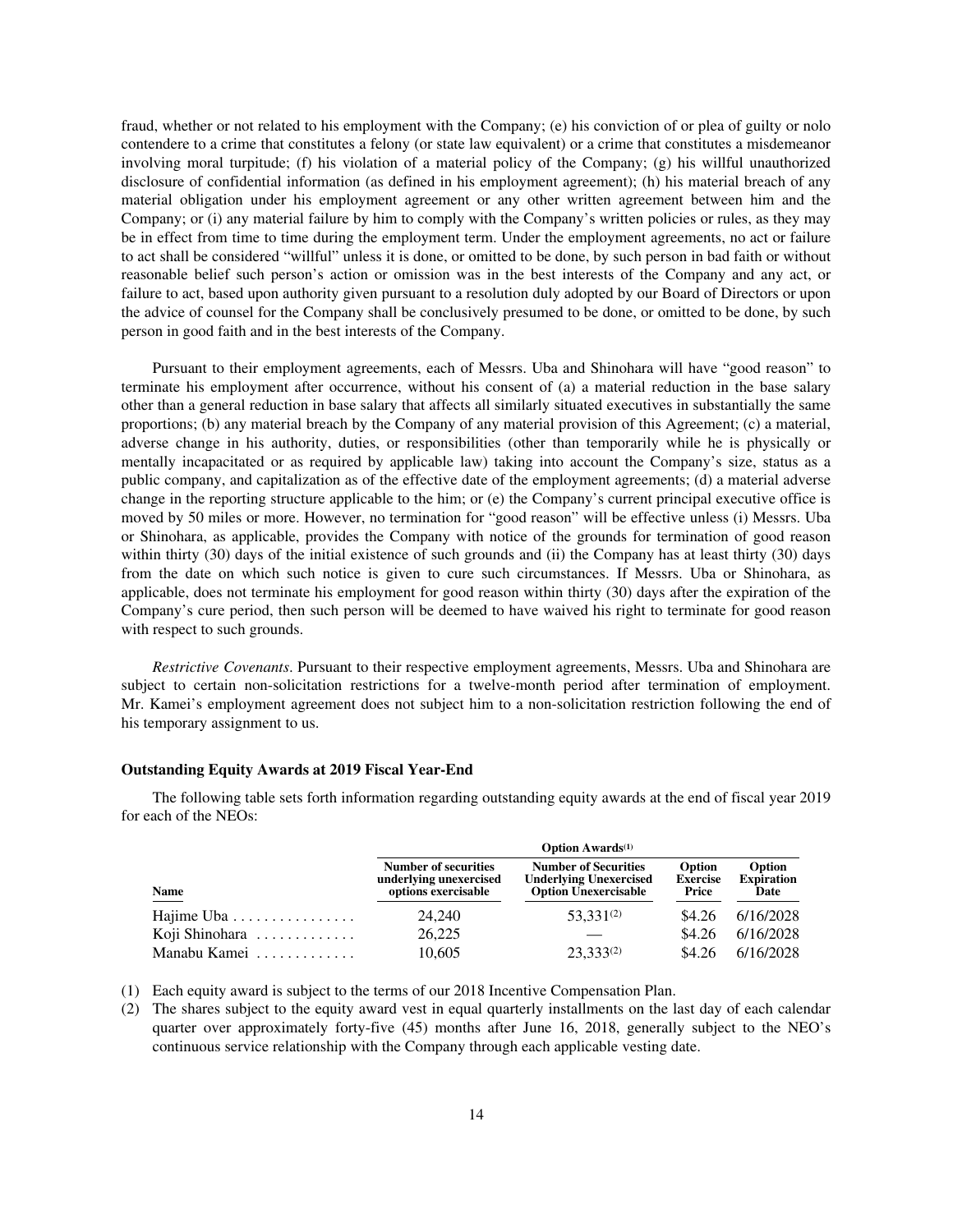fraud, whether or not related to his employment with the Company; (e) his conviction of or plea of guilty or nolo contendere to a crime that constitutes a felony (or state law equivalent) or a crime that constitutes a misdemeanor involving moral turpitude; (f) his violation of a material policy of the Company; (g) his willful unauthorized disclosure of confidential information (as defined in his employment agreement); (h) his material breach of any material obligation under his employment agreement or any other written agreement between him and the Company; or (i) any material failure by him to comply with the Company's written policies or rules, as they may be in effect from time to time during the employment term. Under the employment agreements, no act or failure to act shall be considered "willful" unless it is done, or omitted to be done, by such person in bad faith or without reasonable belief such person's action or omission was in the best interests of the Company and any act, or failure to act, based upon authority given pursuant to a resolution duly adopted by our Board of Directors or upon the advice of counsel for the Company shall be conclusively presumed to be done, or omitted to be done, by such person in good faith and in the best interests of the Company.

Pursuant to their employment agreements, each of Messrs. Uba and Shinohara will have "good reason" to terminate his employment after occurrence, without his consent of (a) a material reduction in the base salary other than a general reduction in base salary that affects all similarly situated executives in substantially the same proportions; (b) any material breach by the Company of any material provision of this Agreement; (c) a material, adverse change in his authority, duties, or responsibilities (other than temporarily while he is physically or mentally incapacitated or as required by applicable law) taking into account the Company's size, status as a public company, and capitalization as of the effective date of the employment agreements; (d) a material adverse change in the reporting structure applicable to the him; or (e) the Company's current principal executive office is moved by 50 miles or more. However, no termination for "good reason" will be effective unless (i) Messrs. Uba or Shinohara, as applicable, provides the Company with notice of the grounds for termination of good reason within thirty (30) days of the initial existence of such grounds and (ii) the Company has at least thirty (30) days from the date on which such notice is given to cure such circumstances. If Messrs. Uba or Shinohara, as applicable, does not terminate his employment for good reason within thirty (30) days after the expiration of the Company's cure period, then such person will be deemed to have waived his right to terminate for good reason with respect to such grounds.

*Restrictive Covenants*. Pursuant to their respective employment agreements, Messrs. Uba and Shinohara are subject to certain non-solicitation restrictions for a twelve-month period after termination of employment. Mr. Kamei's employment agreement does not subject him to a non-solicitation restriction following the end of his temporary assignment to us.

### Outstanding Equity Awards at 2019 Fiscal Year-End

The following table sets forth information regarding outstanding equity awards at the end of fiscal year 2019 for each of the NEOs:

| | Option Awards[(1)] | | | |
|---|---|---|---|---|
| Name | Number of securities underlying unexercised options exercisable | Number of Securities Underlying Unexercised Option Unexercisable | Option Exercise Price | Option Expiration Date |
| Hajime Uba | 24,240 | 53,331[(2)] | $4.26 | 6/16/2028 |
| Koji Shinohara | 26,225 | — | $4.26 | 6/16/2028 |
| Manabu Kamei | 10,605 | 23,333[(2)] | $4.26 | 6/16/2028 |

(1) Each equity award is subject to the terms of our 2018 Incentive Compensation Plan.

(2) The shares subject to the equity award vest in equal quarterly installments on the last day of each calendar quarter over approximately forty-five (45) months after June 16, 2018, generally subject to the NEO's continuous service relationship with the Company through each applicable vesting date.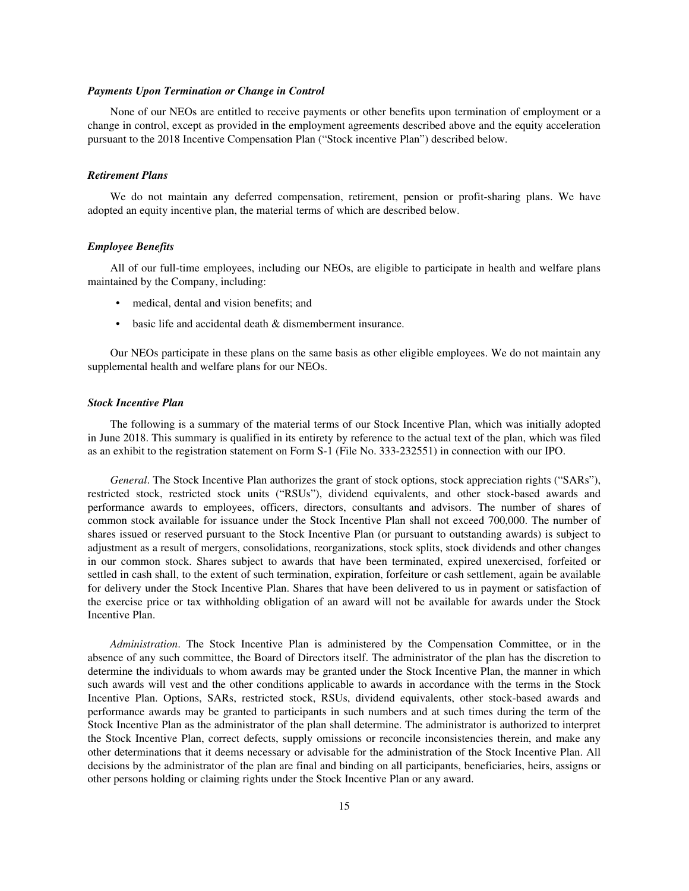### *Payments Upon Termination or Change in Control*

None of our NEOs are entitled to receive payments or other benefits upon termination of employment or a change in control, except as provided in the employment agreements described above and the equity acceleration pursuant to the 2018 Incentive Compensation Plan ("Stock incentive Plan") described below.

### *Retirement Plans*

We do not maintain any deferred compensation, retirement, pension or profit-sharing plans. We have adopted an equity incentive plan, the material terms of which are described below.

### *Employee Benefits*

All of our full-time employees, including our NEOs, are eligible to participate in health and welfare plans maintained by the Company, including:

- medical, dental and vision benefits; and
- basic life and accidental death & dismemberment insurance.

Our NEOs participate in these plans on the same basis as other eligible employees. We do not maintain any supplemental health and welfare plans for our NEOs.

### *Stock Incentive Plan*

The following is a summary of the material terms of our Stock Incentive Plan, which was initially adopted in June 2018. This summary is qualified in its entirety by reference to the actual text of the plan, which was filed as an exhibit to the registration statement on Form S-1 (File No. 333-232551) in connection with our IPO.

*General*. The Stock Incentive Plan authorizes the grant of stock options, stock appreciation rights ("SARs"), restricted stock, restricted stock units ("RSUs"), dividend equivalents, and other stock-based awards and performance awards to employees, officers, directors, consultants and advisors. The number of shares of common stock available for issuance under the Stock Incentive Plan shall not exceed 700,000. The number of shares issued or reserved pursuant to the Stock Incentive Plan (or pursuant to outstanding awards) is subject to adjustment as a result of mergers, consolidations, reorganizations, stock splits, stock dividends and other changes in our common stock. Shares subject to awards that have been terminated, expired unexercised, forfeited or settled in cash shall, to the extent of such termination, expiration, forfeiture or cash settlement, again be available for delivery under the Stock Incentive Plan. Shares that have been delivered to us in payment or satisfaction of the exercise price or tax withholding obligation of an award will not be available for awards under the Stock Incentive Plan.

*Administration*. The Stock Incentive Plan is administered by the Compensation Committee, or in the absence of any such committee, the Board of Directors itself. The administrator of the plan has the discretion to determine the individuals to whom awards may be granted under the Stock Incentive Plan, the manner in which such awards will vest and the other conditions applicable to awards in accordance with the terms in the Stock Incentive Plan. Options, SARs, restricted stock, RSUs, dividend equivalents, other stock-based awards and performance awards may be granted to participants in such numbers and at such times during the term of the Stock Incentive Plan as the administrator of the plan shall determine. The administrator is authorized to interpret the Stock Incentive Plan, correct defects, supply omissions or reconcile inconsistencies therein, and make any other determinations that it deems necessary or advisable for the administration of the Stock Incentive Plan. All decisions by the administrator of the plan are final and binding on all participants, beneficiaries, heirs, assigns or other persons holding or claiming rights under the Stock Incentive Plan or any award.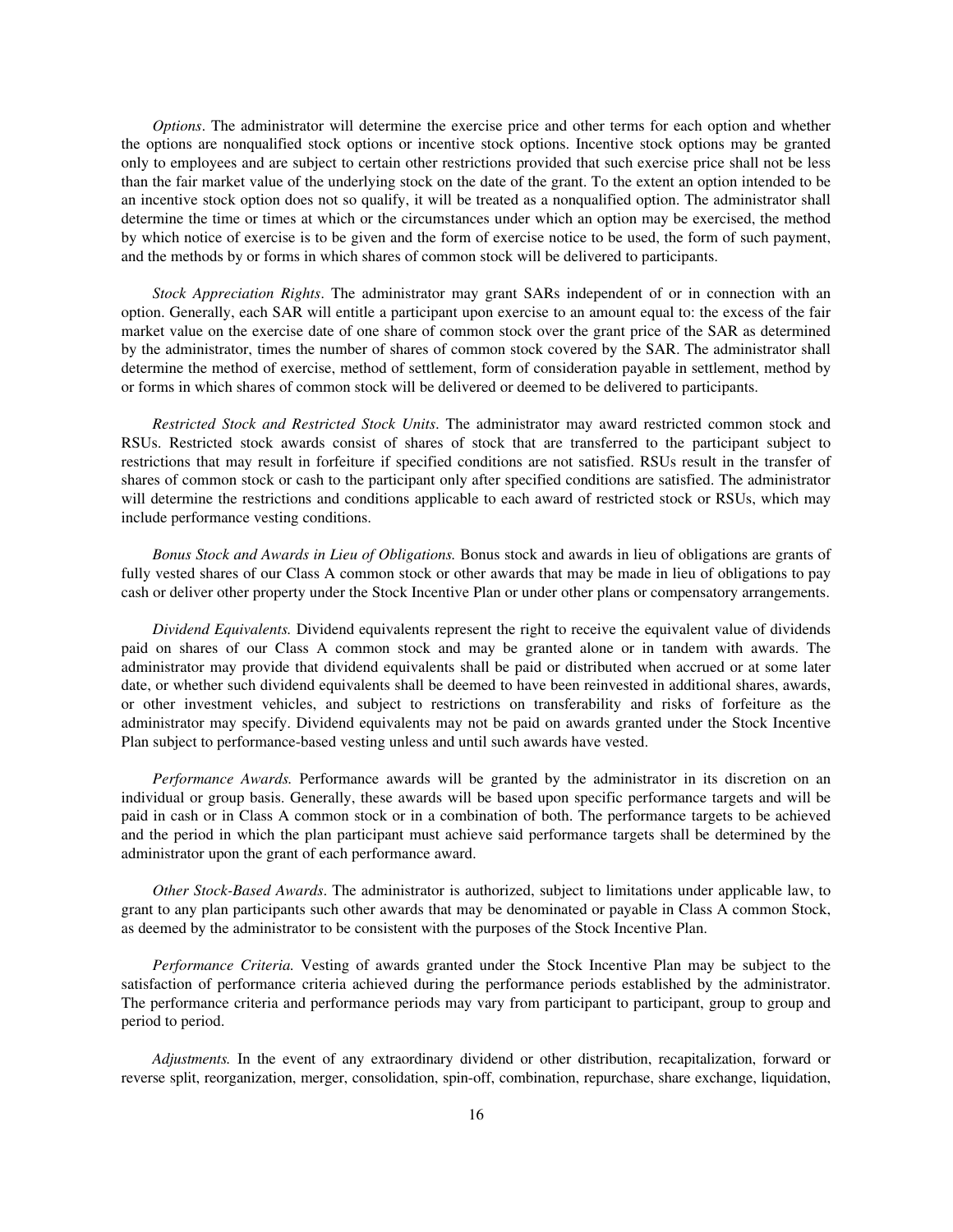*Options*. The administrator will determine the exercise price and other terms for each option and whether the options are nonqualified stock options or incentive stock options. Incentive stock options may be granted only to employees and are subject to certain other restrictions provided that such exercise price shall not be less than the fair market value of the underlying stock on the date of the grant. To the extent an option intended to be an incentive stock option does not so qualify, it will be treated as a nonqualified option. The administrator shall determine the time or times at which or the circumstances under which an option may be exercised, the method by which notice of exercise is to be given and the form of exercise notice to be used, the form of such payment, and the methods by or forms in which shares of common stock will be delivered to participants.

*Stock Appreciation Rights*. The administrator may grant SARs independent of or in connection with an option. Generally, each SAR will entitle a participant upon exercise to an amount equal to: the excess of the fair market value on the exercise date of one share of common stock over the grant price of the SAR as determined by the administrator, times the number of shares of common stock covered by the SAR. The administrator shall determine the method of exercise, method of settlement, form of consideration payable in settlement, method by or forms in which shares of common stock will be delivered or deemed to be delivered to participants.

*Restricted Stock and Restricted Stock Units*. The administrator may award restricted common stock and RSUs. Restricted stock awards consist of shares of stock that are transferred to the participant subject to restrictions that may result in forfeiture if specified conditions are not satisfied. RSUs result in the transfer of shares of common stock or cash to the participant only after specified conditions are satisfied. The administrator will determine the restrictions and conditions applicable to each award of restricted stock or RSUs, which may include performance vesting conditions.

*Bonus Stock and Awards in Lieu of Obligations.* Bonus stock and awards in lieu of obligations are grants of fully vested shares of our Class A common stock or other awards that may be made in lieu of obligations to pay cash or deliver other property under the Stock Incentive Plan or under other plans or compensatory arrangements.

*Dividend Equivalents.* Dividend equivalents represent the right to receive the equivalent value of dividends paid on shares of our Class A common stock and may be granted alone or in tandem with awards. The administrator may provide that dividend equivalents shall be paid or distributed when accrued or at some later date, or whether such dividend equivalents shall be deemed to have been reinvested in additional shares, awards, or other investment vehicles, and subject to restrictions on transferability and risks of forfeiture as the administrator may specify. Dividend equivalents may not be paid on awards granted under the Stock Incentive Plan subject to performance-based vesting unless and until such awards have vested.

*Performance Awards.* Performance awards will be granted by the administrator in its discretion on an individual or group basis. Generally, these awards will be based upon specific performance targets and will be paid in cash or in Class A common stock or in a combination of both. The performance targets to be achieved and the period in which the plan participant must achieve said performance targets shall be determined by the administrator upon the grant of each performance award.

*Other Stock-Based Awards*. The administrator is authorized, subject to limitations under applicable law, to grant to any plan participants such other awards that may be denominated or payable in Class A common Stock, as deemed by the administrator to be consistent with the purposes of the Stock Incentive Plan.

*Performance Criteria.* Vesting of awards granted under the Stock Incentive Plan may be subject to the satisfaction of performance criteria achieved during the performance periods established by the administrator. The performance criteria and performance periods may vary from participant to participant, group to group and period to period.

*Adjustments.* In the event of any extraordinary dividend or other distribution, recapitalization, forward or reverse split, reorganization, merger, consolidation, spin-off, combination, repurchase, share exchange, liquidation,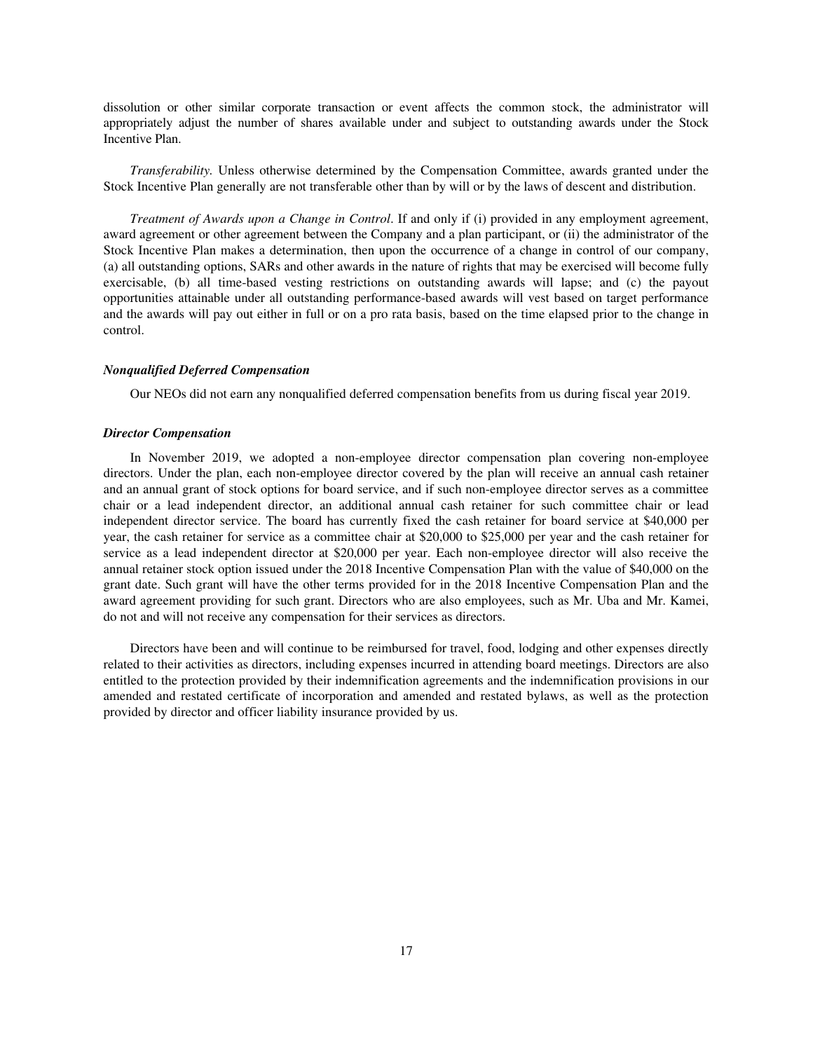dissolution or other similar corporate transaction or event affects the common stock, the administrator will appropriately adjust the number of shares available under and subject to outstanding awards under the Stock Incentive Plan.

*Transferability.* Unless otherwise determined by the Compensation Committee, awards granted under the Stock Incentive Plan generally are not transferable other than by will or by the laws of descent and distribution.

*Treatment of Awards upon a Change in Control*. If and only if (i) provided in any employment agreement, award agreement or other agreement between the Company and a plan participant, or (ii) the administrator of the Stock Incentive Plan makes a determination, then upon the occurrence of a change in control of our company, (a) all outstanding options, SARs and other awards in the nature of rights that may be exercised will become fully exercisable, (b) all time-based vesting restrictions on outstanding awards will lapse; and (c) the payout opportunities attainable under all outstanding performance-based awards will vest based on target performance and the awards will pay out either in full or on a pro rata basis, based on the time elapsed prior to the change in control.

***Nonqualified Deferred Compensation***

Our NEOs did not earn any nonqualified deferred compensation benefits from us during fiscal year 2019.

***Director Compensation***

In November 2019, we adopted a non-employee director compensation plan covering non-employee directors. Under the plan, each non-employee director covered by the plan will receive an annual cash retainer and an annual grant of stock options for board service, and if such non-employee director serves as a committee chair or a lead independent director, an additional annual cash retainer for such committee chair or lead independent director service. The board has currently fixed the cash retainer for board service at $40,000 per year, the cash retainer for service as a committee chair at $20,000 to $25,000 per year and the cash retainer for service as a lead independent director at $20,000 per year. Each non-employee director will also receive the annual retainer stock option issued under the 2018 Incentive Compensation Plan with the value of $40,000 on the grant date. Such grant will have the other terms provided for in the 2018 Incentive Compensation Plan and the award agreement providing for such grant. Directors who are also employees, such as Mr. Uba and Mr. Kamei, do not and will not receive any compensation for their services as directors.

Directors have been and will continue to be reimbursed for travel, food, lodging and other expenses directly related to their activities as directors, including expenses incurred in attending board meetings. Directors are also entitled to the protection provided by their indemnification agreements and the indemnification provisions in our amended and restated certificate of incorporation and amended and restated bylaws, as well as the protection provided by director and officer liability insurance provided by us.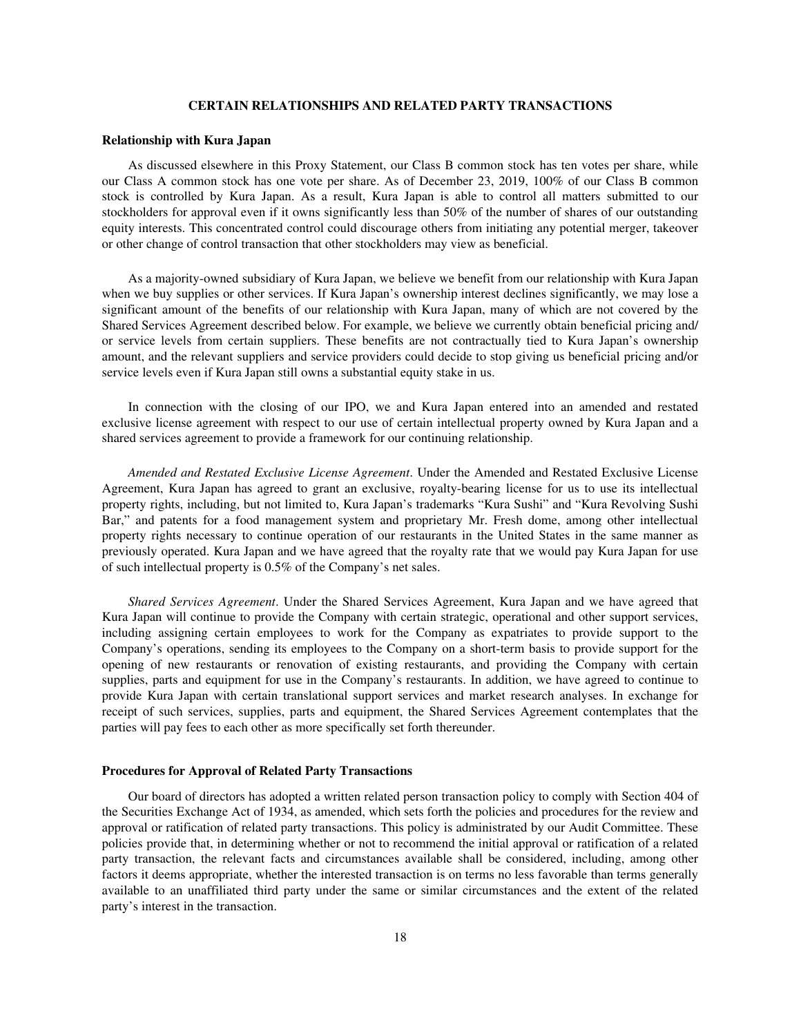## CERTAIN RELATIONSHIPS AND RELATED PARTY TRANSACTIONS

### Relationship with Kura Japan

As discussed elsewhere in this Proxy Statement, our Class B common stock has ten votes per share, while our Class A common stock has one vote per share. As of December 23, 2019, 100% of our Class B common stock is controlled by Kura Japan. As a result, Kura Japan is able to control all matters submitted to our stockholders for approval even if it owns significantly less than 50% of the number of shares of our outstanding equity interests. This concentrated control could discourage others from initiating any potential merger, takeover or other change of control transaction that other stockholders may view as beneficial.

As a majority-owned subsidiary of Kura Japan, we believe we benefit from our relationship with Kura Japan when we buy supplies or other services. If Kura Japan's ownership interest declines significantly, we may lose a significant amount of the benefits of our relationship with Kura Japan, many of which are not covered by the Shared Services Agreement described below. For example, we believe we currently obtain beneficial pricing and/or service levels from certain suppliers. These benefits are not contractually tied to Kura Japan's ownership amount, and the relevant suppliers and service providers could decide to stop giving us beneficial pricing and/or service levels even if Kura Japan still owns a substantial equity stake in us.

In connection with the closing of our IPO, we and Kura Japan entered into an amended and restated exclusive license agreement with respect to our use of certain intellectual property owned by Kura Japan and a shared services agreement to provide a framework for our continuing relationship.

*Amended and Restated Exclusive License Agreement*. Under the Amended and Restated Exclusive License Agreement, Kura Japan has agreed to grant an exclusive, royalty-bearing license for us to use its intellectual property rights, including, but not limited to, Kura Japan's trademarks "Kura Sushi" and "Kura Revolving Sushi Bar," and patents for a food management system and proprietary Mr. Fresh dome, among other intellectual property rights necessary to continue operation of our restaurants in the United States in the same manner as previously operated. Kura Japan and we have agreed that the royalty rate that we would pay Kura Japan for use of such intellectual property is 0.5% of the Company's net sales.

*Shared Services Agreement*. Under the Shared Services Agreement, Kura Japan and we have agreed that Kura Japan will continue to provide the Company with certain strategic, operational and other support services, including assigning certain employees to work for the Company as expatriates to provide support to the Company's operations, sending its employees to the Company on a short-term basis to provide support for the opening of new restaurants or renovation of existing restaurants, and providing the Company with certain supplies, parts and equipment for use in the Company's restaurants. In addition, we have agreed to continue to provide Kura Japan with certain translational support services and market research analyses. In exchange for receipt of such services, supplies, parts and equipment, the Shared Services Agreement contemplates that the parties will pay fees to each other as more specifically set forth thereunder.

### Procedures for Approval of Related Party Transactions

Our board of directors has adopted a written related person transaction policy to comply with Section 404 of the Securities Exchange Act of 1934, as amended, which sets forth the policies and procedures for the review and approval or ratification of related party transactions. This policy is administrated by our Audit Committee. These policies provide that, in determining whether or not to recommend the initial approval or ratification of a related party transaction, the relevant facts and circumstances available shall be considered, including, among other factors it deems appropriate, whether the interested transaction is on terms no less favorable than terms generally available to an unaffiliated third party under the same or similar circumstances and the extent of the related party's interest in the transaction.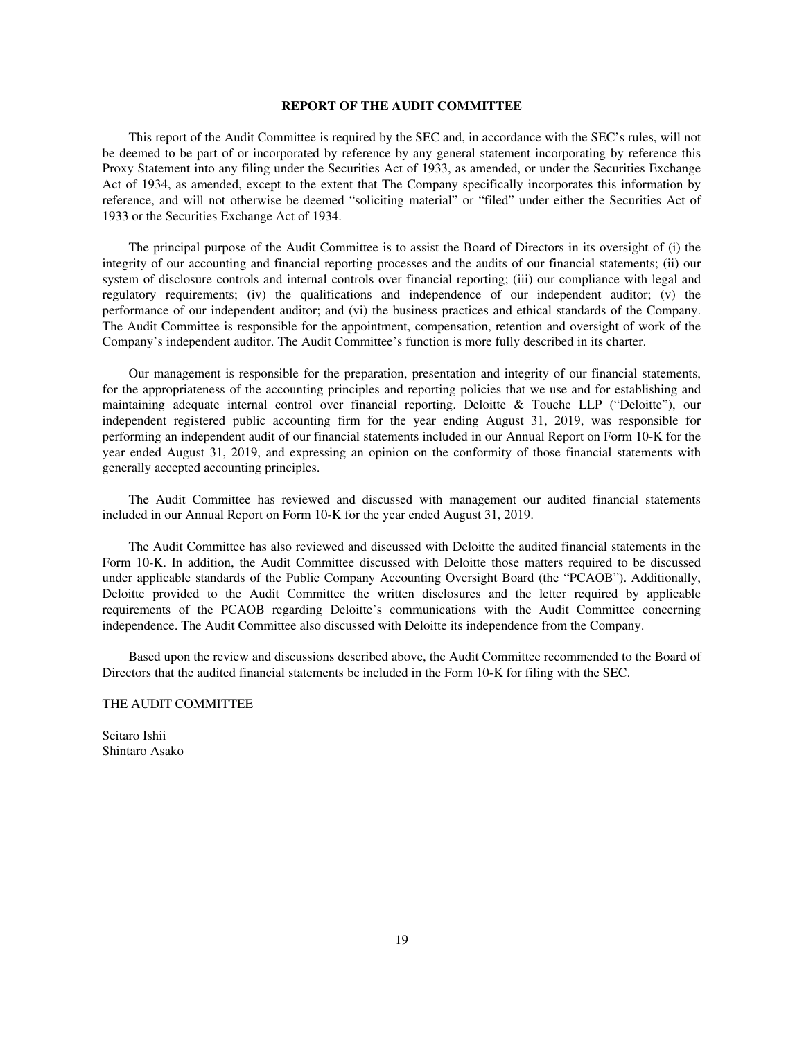## REPORT OF THE AUDIT COMMITTEE

This report of the Audit Committee is required by the SEC and, in accordance with the SEC's rules, will not be deemed to be part of or incorporated by reference by any general statement incorporating by reference this Proxy Statement into any filing under the Securities Act of 1933, as amended, or under the Securities Exchange Act of 1934, as amended, except to the extent that The Company specifically incorporates this information by reference, and will not otherwise be deemed "soliciting material" or "filed" under either the Securities Act of 1933 or the Securities Exchange Act of 1934.

The principal purpose of the Audit Committee is to assist the Board of Directors in its oversight of (i) the integrity of our accounting and financial reporting processes and the audits of our financial statements; (ii) our system of disclosure controls and internal controls over financial reporting; (iii) our compliance with legal and regulatory requirements; (iv) the qualifications and independence of our independent auditor; (v) the performance of our independent auditor; and (vi) the business practices and ethical standards of the Company. The Audit Committee is responsible for the appointment, compensation, retention and oversight of work of the Company's independent auditor. The Audit Committee's function is more fully described in its charter.

Our management is responsible for the preparation, presentation and integrity of our financial statements, for the appropriateness of the accounting principles and reporting policies that we use and for establishing and maintaining adequate internal control over financial reporting. Deloitte & Touche LLP ("Deloitte"), our independent registered public accounting firm for the year ending August 31, 2019, was responsible for performing an independent audit of our financial statements included in our Annual Report on Form 10-K for the year ended August 31, 2019, and expressing an opinion on the conformity of those financial statements with generally accepted accounting principles.

The Audit Committee has reviewed and discussed with management our audited financial statements included in our Annual Report on Form 10-K for the year ended August 31, 2019.

The Audit Committee has also reviewed and discussed with Deloitte the audited financial statements in the Form 10-K. In addition, the Audit Committee discussed with Deloitte those matters required to be discussed under applicable standards of the Public Company Accounting Oversight Board (the "PCAOB"). Additionally, Deloitte provided to the Audit Committee the written disclosures and the letter required by applicable requirements of the PCAOB regarding Deloitte's communications with the Audit Committee concerning independence. The Audit Committee also discussed with Deloitte its independence from the Company.

Based upon the review and discussions described above, the Audit Committee recommended to the Board of Directors that the audited financial statements be included in the Form 10-K for filing with the SEC.

THE AUDIT COMMITTEE

Seitaro Ishii
Shintaro Asako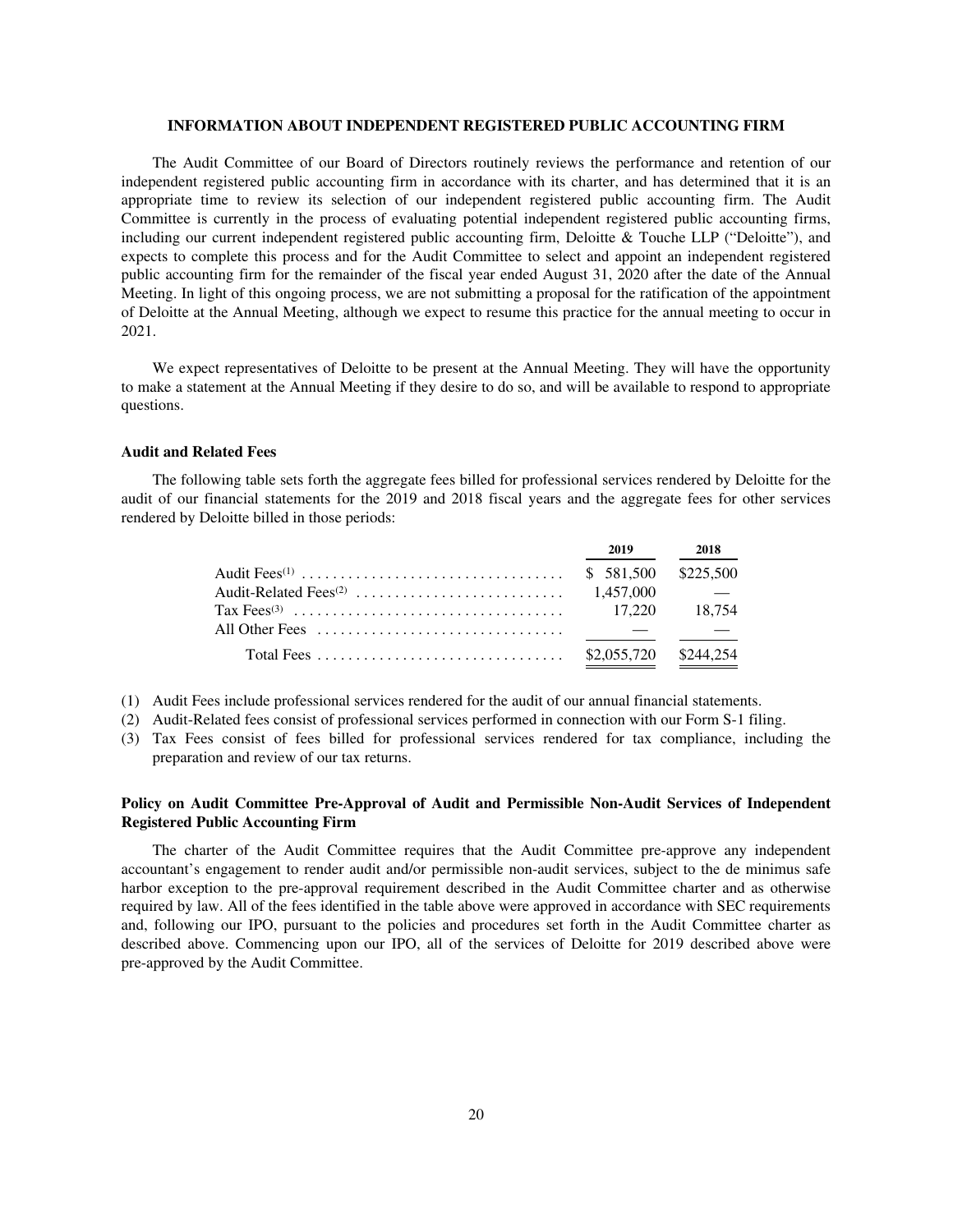## INFORMATION ABOUT INDEPENDENT REGISTERED PUBLIC ACCOUNTING FIRM

The Audit Committee of our Board of Directors routinely reviews the performance and retention of our independent registered public accounting firm in accordance with its charter, and has determined that it is an appropriate time to review its selection of our independent registered public accounting firm. The Audit Committee is currently in the process of evaluating potential independent registered public accounting firms, including our current independent registered public accounting firm, Deloitte & Touche LLP ("Deloitte"), and expects to complete this process and for the Audit Committee to select and appoint an independent registered public accounting firm for the remainder of the fiscal year ended August 31, 2020 after the date of the Annual Meeting. In light of this ongoing process, we are not submitting a proposal for the ratification of the appointment of Deloitte at the Annual Meeting, although we expect to resume this practice for the annual meeting to occur in 2021.

We expect representatives of Deloitte to be present at the Annual Meeting. They will have the opportunity to make a statement at the Annual Meeting if they desire to do so, and will be available to respond to appropriate questions.

### Audit and Related Fees

The following table sets forth the aggregate fees billed for professional services rendered by Deloitte for the audit of our financial statements for the 2019 and 2018 fiscal years and the aggregate fees for other services rendered by Deloitte billed in those periods:

| | 2019 | 2018 |
|---|---|---|
| Audit Fees[(1)] | $ 581,500 | $225,500 |
| Audit-Related Fees[(2)] | 1,457,000 | — |
| Tax Fees[(3)] | 17,220 | 18,754 |
| All Other Fees | — | — |
| Total Fees | $2,055,720 | $244,254 |

(1) Audit Fees include professional services rendered for the audit of our annual financial statements.

(2) Audit-Related fees consist of professional services performed in connection with our Form S-1 filing.

(3) Tax Fees consist of fees billed for professional services rendered for tax compliance, including the preparation and review of our tax returns.

### Policy on Audit Committee Pre-Approval of Audit and Permissible Non-Audit Services of Independent Registered Public Accounting Firm

The charter of the Audit Committee requires that the Audit Committee pre-approve any independent accountant's engagement to render audit and/or permissible non-audit services, subject to the de minimus safe harbor exception to the pre-approval requirement described in the Audit Committee charter and as otherwise required by law. All of the fees identified in the table above were approved in accordance with SEC requirements and, following our IPO, pursuant to the policies and procedures set forth in the Audit Committee charter as described above. Commencing upon our IPO, all of the services of Deloitte for 2019 described above were pre-approved by the Audit Committee.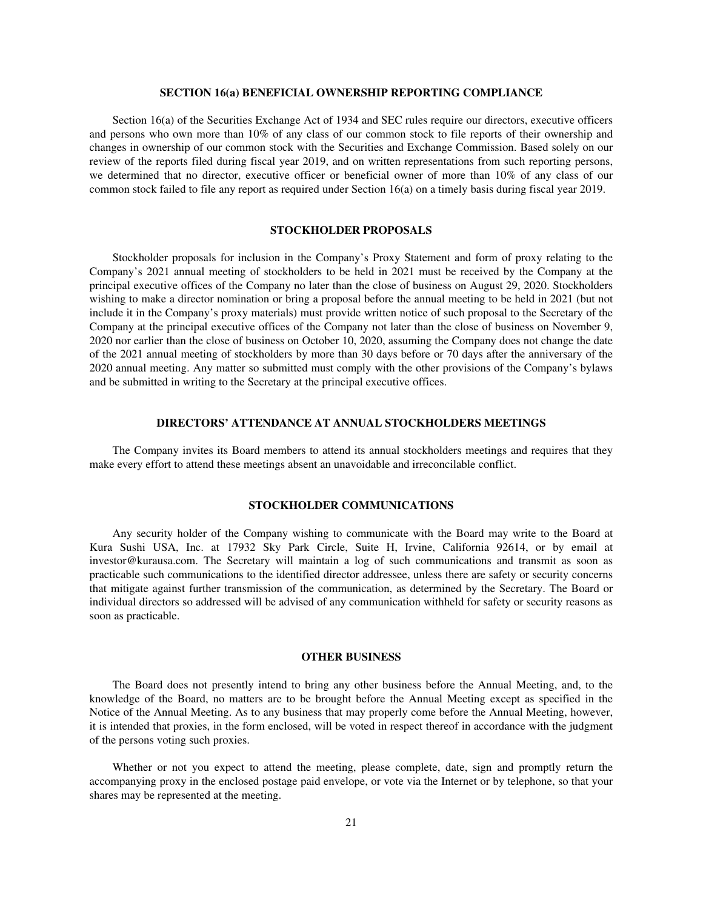## SECTION 16(a) BENEFICIAL OWNERSHIP REPORTING COMPLIANCE

Section 16(a) of the Securities Exchange Act of 1934 and SEC rules require our directors, executive officers and persons who own more than 10% of any class of our common stock to file reports of their ownership and changes in ownership of our common stock with the Securities and Exchange Commission. Based solely on our review of the reports filed during fiscal year 2019, and on written representations from such reporting persons, we determined that no director, executive officer or beneficial owner of more than 10% of any class of our common stock failed to file any report as required under Section 16(a) on a timely basis during fiscal year 2019.

## STOCKHOLDER PROPOSALS

Stockholder proposals for inclusion in the Company's Proxy Statement and form of proxy relating to the Company's 2021 annual meeting of stockholders to be held in 2021 must be received by the Company at the principal executive offices of the Company no later than the close of business on August 29, 2020. Stockholders wishing to make a director nomination or bring a proposal before the annual meeting to be held in 2021 (but not include it in the Company's proxy materials) must provide written notice of such proposal to the Secretary of the Company at the principal executive offices of the Company not later than the close of business on November 9, 2020 nor earlier than the close of business on October 10, 2020, assuming the Company does not change the date of the 2021 annual meeting of stockholders by more than 30 days before or 70 days after the anniversary of the 2020 annual meeting. Any matter so submitted must comply with the other provisions of the Company's bylaws and be submitted in writing to the Secretary at the principal executive offices.

## DIRECTORS' ATTENDANCE AT ANNUAL STOCKHOLDERS MEETINGS

The Company invites its Board members to attend its annual stockholders meetings and requires that they make every effort to attend these meetings absent an unavoidable and irreconcilable conflict.

## STOCKHOLDER COMMUNICATIONS

Any security holder of the Company wishing to communicate with the Board may write to the Board at Kura Sushi USA, Inc. at 17932 Sky Park Circle, Suite H, Irvine, California 92614, or by email at investor@kurausa.com. The Secretary will maintain a log of such communications and transmit as soon as practicable such communications to the identified director addressee, unless there are safety or security concerns that mitigate against further transmission of the communication, as determined by the Secretary. The Board or individual directors so addressed will be advised of any communication withheld for safety or security reasons as soon as practicable.

## OTHER BUSINESS

The Board does not presently intend to bring any other business before the Annual Meeting, and, to the knowledge of the Board, no matters are to be brought before the Annual Meeting except as specified in the Notice of the Annual Meeting. As to any business that may properly come before the Annual Meeting, however, it is intended that proxies, in the form enclosed, will be voted in respect thereof in accordance with the judgment of the persons voting such proxies.

Whether or not you expect to attend the meeting, please complete, date, sign and promptly return the accompanying proxy in the enclosed postage paid envelope, or vote via the Internet or by telephone, so that your shares may be represented at the meeting.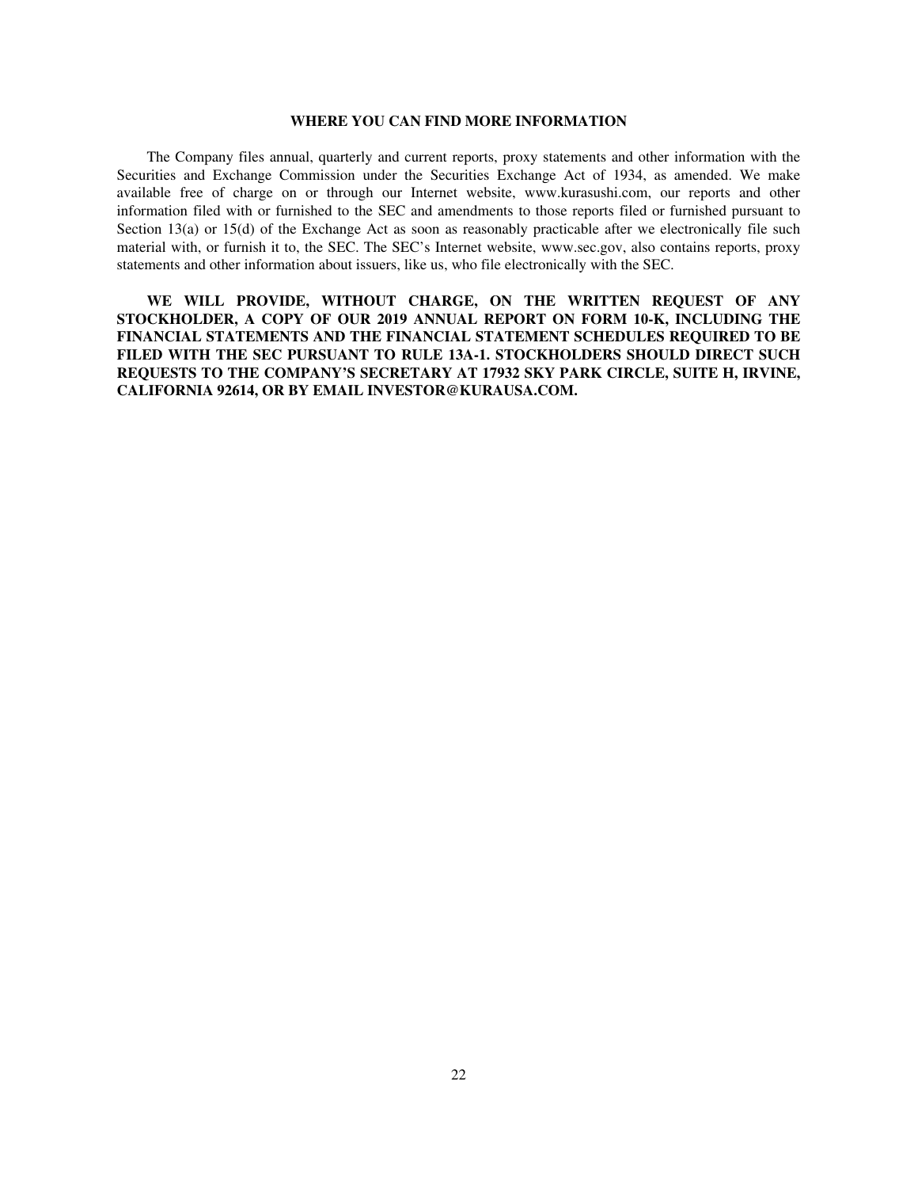## WHERE YOU CAN FIND MORE INFORMATION

The Company files annual, quarterly and current reports, proxy statements and other information with the Securities and Exchange Commission under the Securities Exchange Act of 1934, as amended. We make available free of charge on or through our Internet website, www.kurasushi.com, our reports and other information filed with or furnished to the SEC and amendments to those reports filed or furnished pursuant to Section 13(a) or 15(d) of the Exchange Act as soon as reasonably practicable after we electronically file such material with, or furnish it to, the SEC. The SEC's Internet website, www.sec.gov, also contains reports, proxy statements and other information about issuers, like us, who file electronically with the SEC.

**WE WILL PROVIDE, WITHOUT CHARGE, ON THE WRITTEN REQUEST OF ANY STOCKHOLDER, A COPY OF OUR 2019 ANNUAL REPORT ON FORM 10-K, INCLUDING THE FINANCIAL STATEMENTS AND THE FINANCIAL STATEMENT SCHEDULES REQUIRED TO BE FILED WITH THE SEC PURSUANT TO RULE 13A-1. STOCKHOLDERS SHOULD DIRECT SUCH REQUESTS TO THE COMPANY'S SECRETARY AT 17932 SKY PARK CIRCLE, SUITE H, IRVINE, CALIFORNIA 92614, OR BY EMAIL INVESTOR@KURAUSA.COM.**